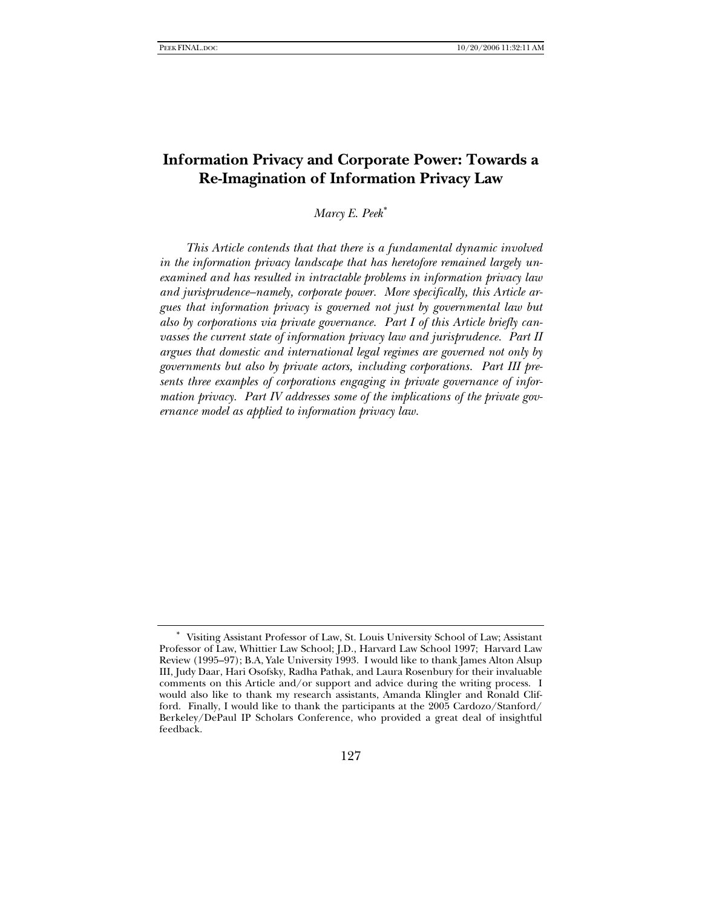# Information Privacy and Corporate Power: Towards a Re-Imagination of Information Privacy Law

*Marcy E. Peek*[*]

*This Article contends that that there is a fundamental dynamic involved in the information privacy landscape that has heretofore remained largely unexamined and has resulted in intractable problems in information privacy law and jurisprudence–namely, corporate power. More specifically, this Article argues that information privacy is governed not just by governmental law but also by corporations via private governance. Part I of this Article briefly canvasses the current state of information privacy law and jurisprudence. Part II argues that domestic and international legal regimes are governed not only by governments but also by private actors, including corporations. Part III presents three examples of corporations engaging in private governance of information privacy. Part IV addresses some of the implications of the private governance model as applied to information privacy law.*

---

[*] Visiting Assistant Professor of Law, St. Louis University School of Law; Assistant Professor of Law, Whittier Law School; J.D., Harvard Law School 1997; Harvard Law Review (1995–97); B.A, Yale University 1993. I would like to thank James Alton Alsup III, Judy Daar, Hari Osofsky, Radha Pathak, and Laura Rosenbury for their invaluable comments on this Article and/or support and advice during the writing process. I would also like to thank my research assistants, Amanda Klingler and Ronald Clifford. Finally, I would like to thank the participants at the 2005 Cardozo/Stanford/Berkeley/DePaul IP Scholars Conference, who provided a great deal of insightful feedback.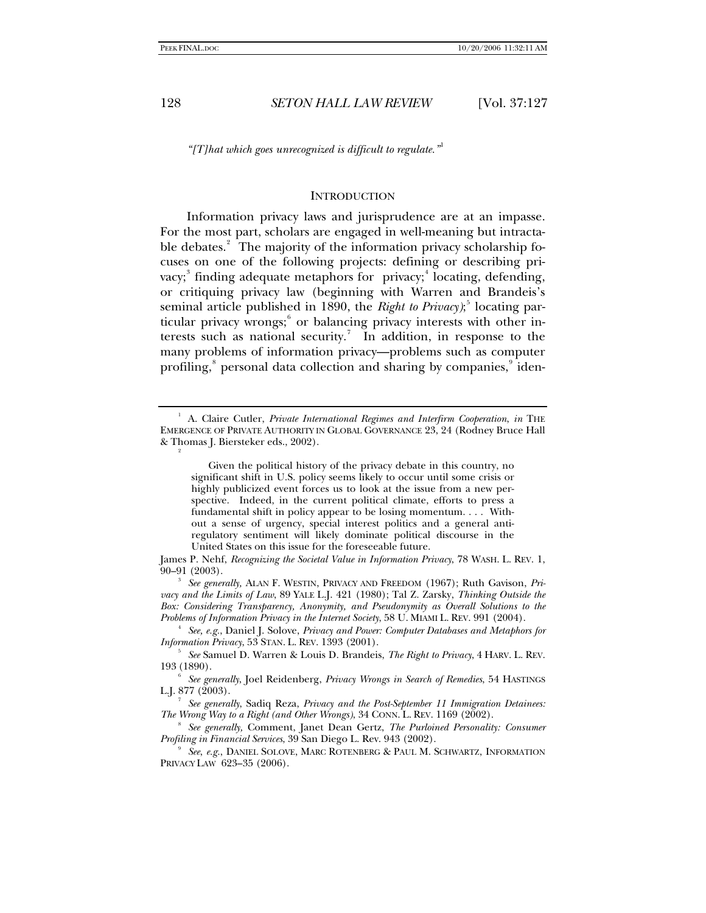*"[T]hat which goes unrecognized is difficult to regulate."*[1]

## INTRODUCTION

Information privacy laws and jurisprudence are at an impasse. For the most part, scholars are engaged in well-meaning but intractable debates.[2] The majority of the information privacy scholarship focuses on one of the following projects: defining or describing privacy;[3] finding adequate metaphors for privacy;[4] locating, defending, or critiquing privacy law (beginning with Warren and Brandeis's seminal article published in 1890, the *Right to Privacy)*;[5] locating particular privacy wrongs;[6] or balancing privacy interests with other interests such as national security.[7] In addition, in response to the many problems of information privacy—problems such as computer profiling,[8] personal data collection and sharing by companies,[9] iden-

---

[1] A. Claire Cutler, *Private International Regimes and Interfirm Cooperation*, *in* THE EMERGENCE OF PRIVATE AUTHORITY IN GLOBAL GOVERNANCE 23, 24 (Rodney Bruce Hall & Thomas J. Biersteker eds., 2002).

[2]

> Given the political history of the privacy debate in this country, no significant shift in U.S. policy seems likely to occur until some crisis or highly publicized event forces us to look at the issue from a new perspective. Indeed, in the current political climate, efforts to press a fundamental shift in policy appear to be losing momentum. . . . Without a sense of urgency, special interest politics and a general anti-regulatory sentiment will likely dominate political discourse in the United States on this issue for the foreseeable future.

James P. Nehf, *Recognizing the Societal Value in Information Privacy*, 78 WASH. L. REV. 1, 90–91 (2003).

[3] *See generally,* ALAN F. WESTIN, PRIVACY AND FREEDOM (1967); Ruth Gavison, *Privacy and the Limits of Law*, 89 YALE L.J. 421 (1980); Tal Z. Zarsky, *Thinking Outside the Box: Considering Transparency, Anonymity, and Pseudonymity as Overall Solutions to the Problems of Information Privacy in the Internet Society*, 58 U. MIAMI L. REV. 991 (2004).

[4] *See, e.g.*, Daniel J. Solove, *Privacy and Power: Computer Databases and Metaphors for Information Privacy*, 53 STAN. L. REV. 1393 (2001).

[5] *See* Samuel D. Warren & Louis D. Brandeis, *The Right to Privacy*, 4 HARV. L. REV. 193 (1890).

[6] *See generally*, Joel Reidenberg, *Privacy Wrongs in Search of Remedies*, 54 HASTINGS L.J. 877 (2003).

[7] *See generally*, Sadiq Reza, *Privacy and the Post-September 11 Immigration Detainees: The Wrong Way to a Right (and Other Wrongs)*, 34 CONN. L. REV. 1169 (2002).

[8] *See generally,* Comment, Janet Dean Gertz, *The Purloined Personality: Consumer Profiling in Financial Services*, 39 San Diego L. Rev. 943 (2002).

[9] *See, e.g.*, DANIEL SOLOVE, MARC ROTENBERG & PAUL M. SCHWARTZ, INFORMATION PRIVACY LAW 623–35 (2006).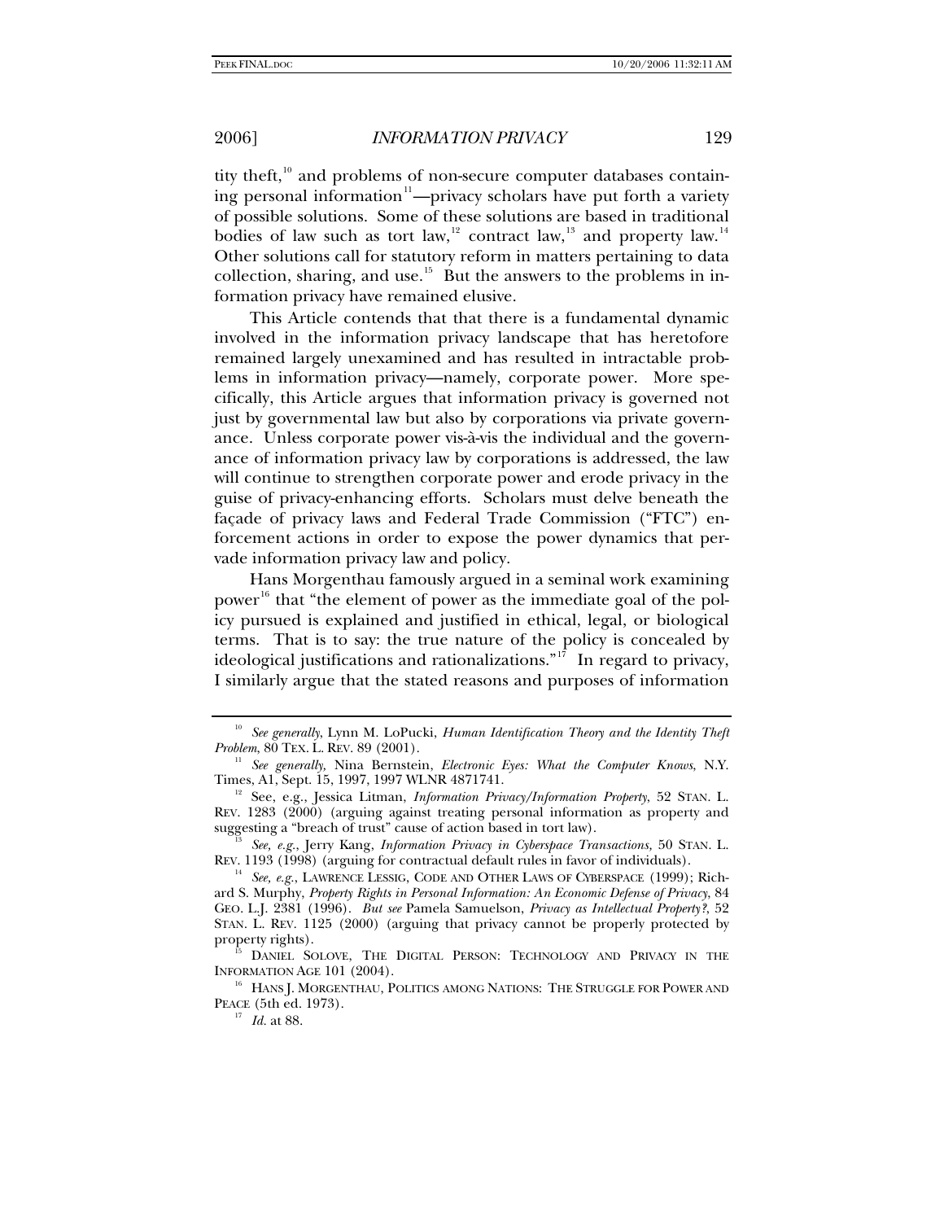tity theft,[10] and problems of non-secure computer databases containing personal information[11]—privacy scholars have put forth a variety of possible solutions. Some of these solutions are based in traditional bodies of law such as tort law,[12] contract law,[13] and property law.[14] Other solutions call for statutory reform in matters pertaining to data collection, sharing, and use.[15] But the answers to the problems in information privacy have remained elusive.

This Article contends that that there is a fundamental dynamic involved in the information privacy landscape that has heretofore remained largely unexamined and has resulted in intractable problems in information privacy—namely, corporate power. More specifically, this Article argues that information privacy is governed not just by governmental law but also by corporations via private governance. Unless corporate power vis-à-vis the individual and the governance of information privacy law by corporations is addressed, the law will continue to strengthen corporate power and erode privacy in the guise of privacy-enhancing efforts. Scholars must delve beneath the façade of privacy laws and Federal Trade Commission ("FTC") enforcement actions in order to expose the power dynamics that pervade information privacy law and policy.

Hans Morgenthau famously argued in a seminal work examining power[16] that "the element of power as the immediate goal of the policy pursued is explained and justified in ethical, legal, or biological terms. That is to say: the true nature of the policy is concealed by ideological justifications and rationalizations."[17] In regard to privacy, I similarly argue that the stated reasons and purposes of information

---

[10] *See generally*, Lynn M. LoPucki, *Human Identification Theory and the Identity Theft Problem*, 80 TEX. L. REV. 89 (2001).

[11] *See generally,* Nina Bernstein, *Electronic Eyes: What the Computer Knows,* N.Y. Times, A1, Sept. 15, 1997, 1997 WLNR 4871741.

[12] See, e.g., Jessica Litman, *Information Privacy/Information Property*, 52 STAN. L. REV. 1283 (2000) (arguing against treating personal information as property and suggesting a "breach of trust" cause of action based in tort law).

[13] *See, e.g.*, Jerry Kang, *Information Privacy in Cyberspace Transactions,* 50 STAN. L. REV. 1193 (1998) (arguing for contractual default rules in favor of individuals).

[14] *See, e.g.*, LAWRENCE LESSIG, CODE AND OTHER LAWS OF CYBERSPACE (1999); Richard S. Murphy, *Property Rights in Personal Information: An Economic Defense of Privacy*, 84 GEO. L.J. 2381 (1996). *But see* Pamela Samuelson, *Privacy as Intellectual Property?*, 52 STAN. L. REV. 1125 (2000) (arguing that privacy cannot be properly protected by property rights).

[15] DANIEL SOLOVE, THE DIGITAL PERSON: TECHNOLOGY AND PRIVACY IN THE INFORMATION AGE 101 (2004).

[16] HANS J. MORGENTHAU, POLITICS AMONG NATIONS: THE STRUGGLE FOR POWER AND PEACE (5th ed. 1973).

[17] *Id.* at 88.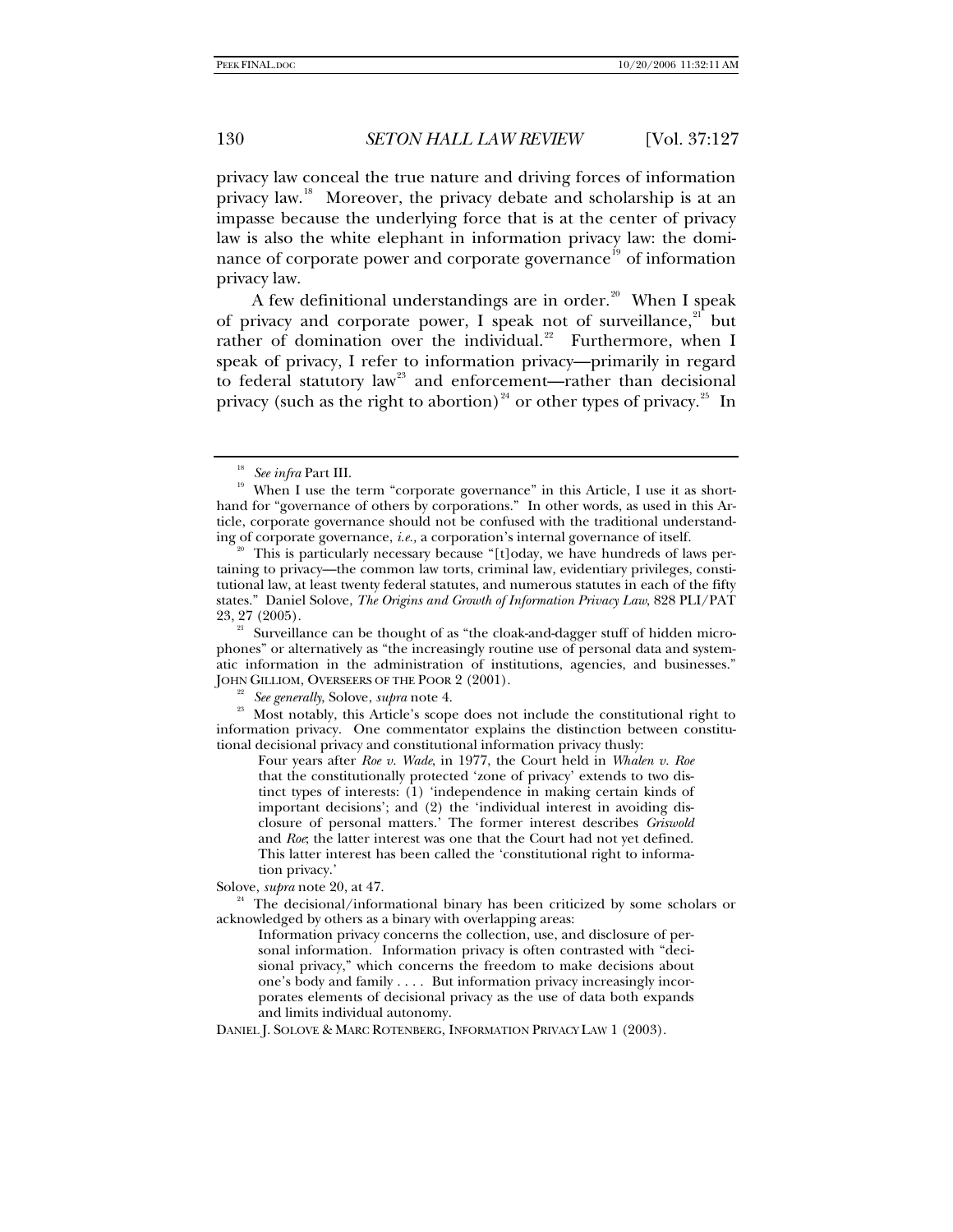privacy law conceal the true nature and driving forces of information privacy law.[18] Moreover, the privacy debate and scholarship is at an impasse because the underlying force that is at the center of privacy law is also the white elephant in information privacy law: the dominance of corporate power and corporate governance[19] of information privacy law.

A few definitional understandings are in order.[20] When I speak of privacy and corporate power, I speak not of surveillance,[21] but rather of domination over the individual.[22] Furthermore, when I speak of privacy, I refer to information privacy—primarily in regard to federal statutory law[23] and enforcement—rather than decisional privacy (such as the right to abortion)[24] or other types of privacy.[25] In

---

[18] *See infra* Part III.

[19] When I use the term "corporate governance" in this Article, I use it as shorthand for "governance of others by corporations." In other words, as used in this Article, corporate governance should not be confused with the traditional understanding of corporate governance, *i.e.*, a corporation's internal governance of itself.

[20] This is particularly necessary because "[t]oday, we have hundreds of laws pertaining to privacy—the common law torts, criminal law, evidentiary privileges, constitutional law, at least twenty federal statutes, and numerous statutes in each of the fifty states." Daniel Solove, *The Origins and Growth of Information Privacy Law*, 828 PLI/PAT 23, 27 (2005).

[21] Surveillance can be thought of as "the cloak-and-dagger stuff of hidden microphones" or alternatively as "the increasingly routine use of personal data and systematic information in the administration of institutions, agencies, and businesses." JOHN GILLIOM, OVERSEERS OF THE POOR 2 (2001).

[22] *See generally*, Solove, *supra* note 4.

[23] Most notably, this Article's scope does not include the constitutional right to information privacy. One commentator explains the distinction between constitutional decisional privacy and constitutional information privacy thusly:

> Four years after *Roe v. Wade*, in 1977, the Court held in *Whalen v. Roe* that the constitutionally protected 'zone of privacy' extends to two distinct types of interests: (1) 'independence in making certain kinds of important decisions'; and (2) the 'individual interest in avoiding disclosure of personal matters.' The former interest describes *Griswold* and *Roe*; the latter interest was one that the Court had not yet defined. This latter interest has been called the 'constitutional right to information privacy.'

Solove, *supra* note 20, at 47.

[24] The decisional/informational binary has been criticized by some scholars or acknowledged by others as a binary with overlapping areas:

> Information privacy concerns the collection, use, and disclosure of personal information. Information privacy is often contrasted with "decisional privacy," which concerns the freedom to make decisions about one's body and family . . . . But information privacy increasingly incorporates elements of decisional privacy as the use of data both expands and limits individual autonomy.

DANIEL J. SOLOVE & MARC ROTENBERG, INFORMATION PRIVACY LAW 1 (2003).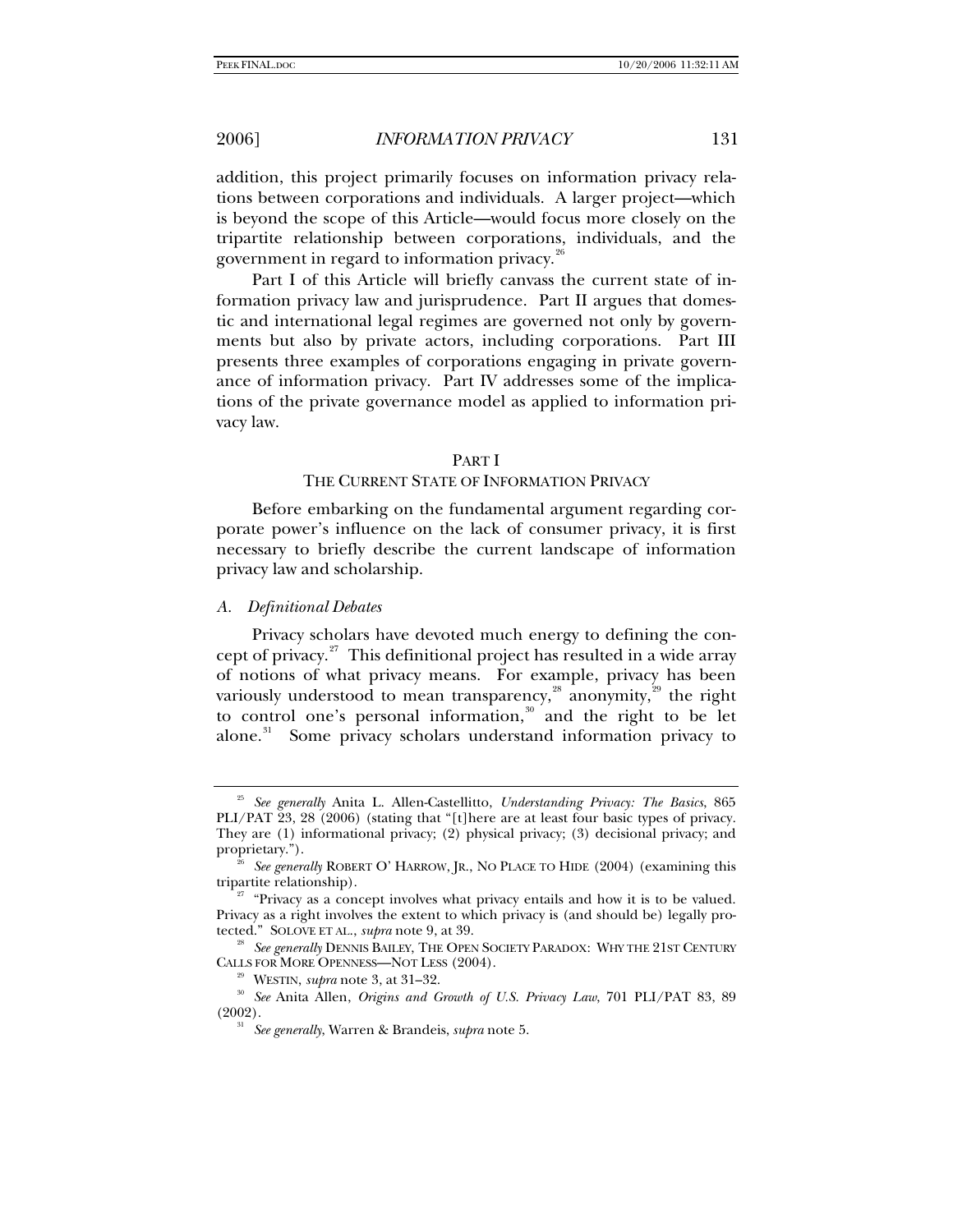addition, this project primarily focuses on information privacy relations between corporations and individuals. A larger project—which is beyond the scope of this Article—would focus more closely on the tripartite relationship between corporations, individuals, and the government in regard to information privacy.[26]

Part I of this Article will briefly canvass the current state of information privacy law and jurisprudence. Part II argues that domestic and international legal regimes are governed not only by governments but also by private actors, including corporations. Part III presents three examples of corporations engaging in private governance of information privacy. Part IV addresses some of the implications of the private governance model as applied to information privacy law.

## PART I
## THE CURRENT STATE OF INFORMATION PRIVACY

Before embarking on the fundamental argument regarding corporate power's influence on the lack of consumer privacy, it is first necessary to briefly describe the current landscape of information privacy law and scholarship.

### *A. Definitional Debates*

Privacy scholars have devoted much energy to defining the concept of privacy.[27] This definitional project has resulted in a wide array of notions of what privacy means. For example, privacy has been variously understood to mean transparency,[28] anonymity,[29] the right to control one's personal information,[30] and the right to be let alone.[31] Some privacy scholars understand information privacy to

---

[25] *See generally* Anita L. Allen-Castellitto, *Understanding Privacy: The Basics*, 865 PLI/PAT 23, 28 (2006) (stating that "[t]here are at least four basic types of privacy. They are (1) informational privacy; (2) physical privacy; (3) decisional privacy; and proprietary.").

[26] *See generally* ROBERT O' HARROW, JR., NO PLACE TO HIDE (2004) (examining this tripartite relationship).

[27] "Privacy as a concept involves what privacy entails and how it is to be valued. Privacy as a right involves the extent to which privacy is (and should be) legally protected." SOLOVE ET AL., *supra* note 9, at 39.

[28] *See generally* DENNIS BAILEY, THE OPEN SOCIETY PARADOX: WHY THE 21ST CENTURY CALLS FOR MORE OPENNESS—NOT LESS (2004).

[29] WESTIN, *supra* note 3, at 31–32.

[30] *See* Anita Allen, *Origins and Growth of U.S. Privacy Law*, 701 PLI/PAT 83, 89 (2002).

[31] *See generally*, Warren & Brandeis, *supra* note 5.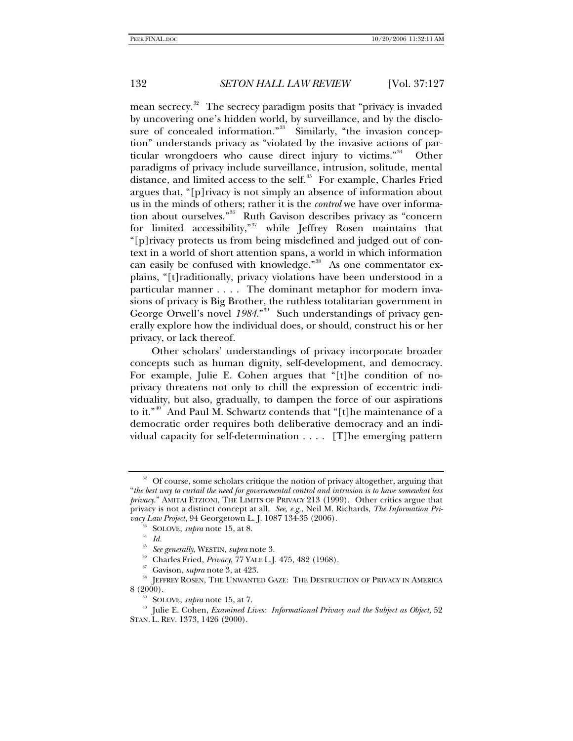mean secrecy.[32] The secrecy paradigm posits that "privacy is invaded by uncovering one's hidden world, by surveillance, and by the disclosure of concealed information."[33] Similarly, "the invasion conception" understands privacy as "violated by the invasive actions of particular wrongdoers who cause direct injury to victims."[34] Other paradigms of privacy include surveillance, intrusion, solitude, mental distance, and limited access to the self.[35] For example, Charles Fried argues that, "[p]rivacy is not simply an absence of information about us in the minds of others; rather it is the *control* we have over information about ourselves."[36] Ruth Gavison describes privacy as "concern for limited accessibility,"[37] while Jeffrey Rosen maintains that "[p]rivacy protects us from being misdefined and judged out of context in a world of short attention spans, a world in which information can easily be confused with knowledge."[38] As one commentator explains, "[t]raditionally, privacy violations have been understood in a particular manner . . . . The dominant metaphor for modern invasions of privacy is Big Brother, the ruthless totalitarian government in George Orwell's novel *1984*."[39] Such understandings of privacy generally explore how the individual does, or should, construct his or her privacy, or lack thereof.

Other scholars' understandings of privacy incorporate broader concepts such as human dignity, self-development, and democracy. For example, Julie E. Cohen argues that "[t]he condition of no-privacy threatens not only to chill the expression of eccentric individuality, but also, gradually, to dampen the force of our aspirations to it."[40] And Paul M. Schwartz contends that "[t]he maintenance of a democratic order requires both deliberative democracy and an individual capacity for self-determination . . . . [T]he emerging pattern

---

[32] Of course, some scholars critique the notion of privacy altogether, arguing that "*the best way to curtail the need for governmental control and intrusion is to have somewhat less privacy*." AMITAI ETZIONI, THE LIMITS OF PRIVACY 213 (1999). Other critics argue that privacy is not a distinct concept at all. *See, e.g.*, Neil M. Richards, *The Information Privacy Law Project*, 94 Georgetown L. J. 1087 134-35 (2006).

[33] SOLOVE, *supra* note 15, at 8.

[34] *Id.*

[35] *See generally*, WESTIN, *supra* note 3.

[36] Charles Fried, *Privacy*, 77 YALE L.J. 475, 482 (1968).

[37] Gavison, *supra* note 3, at 423.

[38] JEFFREY ROSEN, THE UNWANTED GAZE: THE DESTRUCTION OF PRIVACY IN AMERICA 8 (2000).

[39] SOLOVE, *supra* note 15, at 7.

[40] Julie E. Cohen, *Examined Lives: Informational Privacy and the Subject as Object*, 52 STAN. L. REV. 1373, 1426 (2000).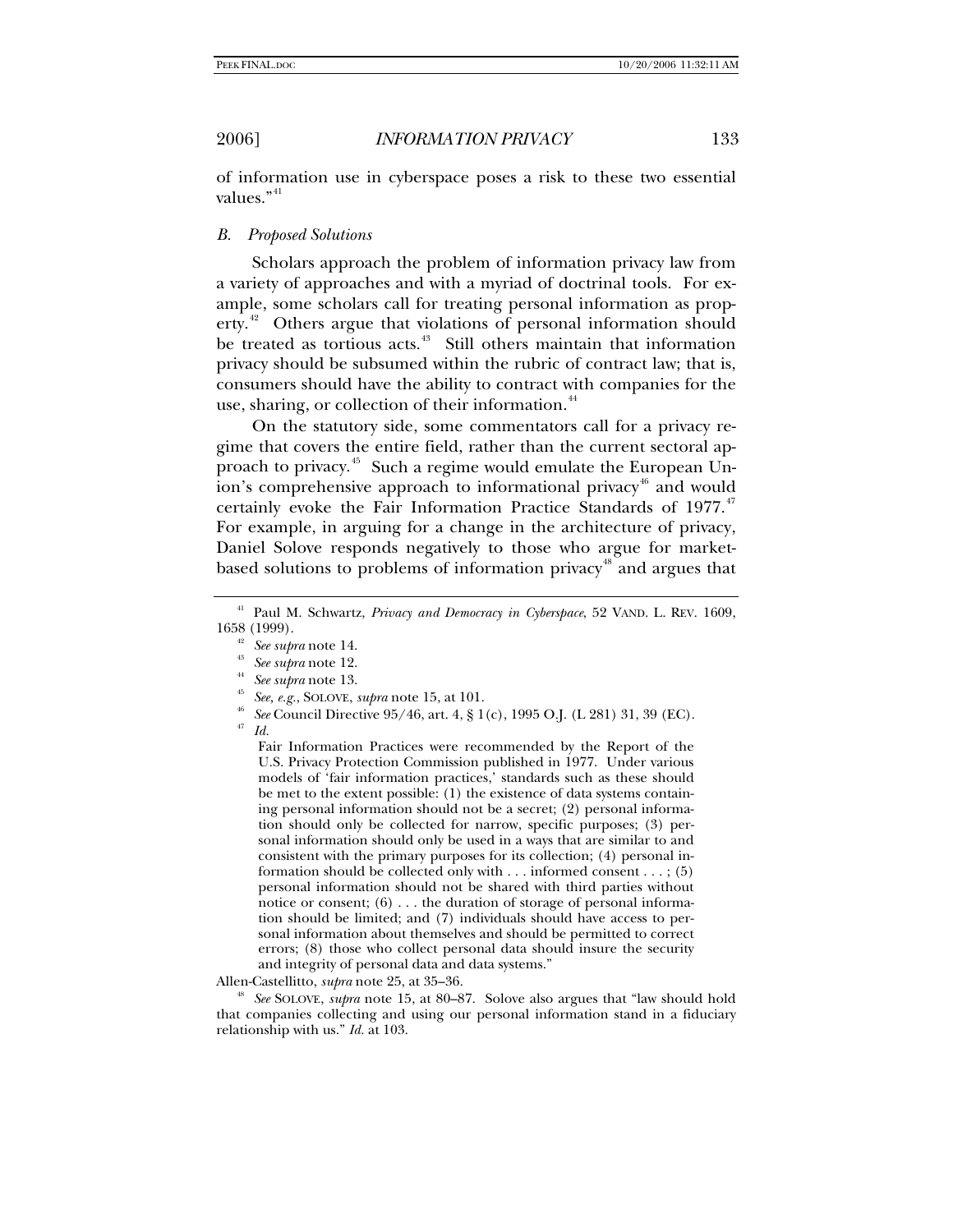of information use in cyberspace poses a risk to these two essential values."[41]

### *B. Proposed Solutions*

Scholars approach the problem of information privacy law from a variety of approaches and with a myriad of doctrinal tools. For example, some scholars call for treating personal information as property.[42] Others argue that violations of personal information should be treated as tortious acts.[43] Still others maintain that information privacy should be subsumed within the rubric of contract law; that is, consumers should have the ability to contract with companies for the use, sharing, or collection of their information.[44]

On the statutory side, some commentators call for a privacy regime that covers the entire field, rather than the current sectoral approach to privacy.[45] Such a regime would emulate the European Union's comprehensive approach to informational privacy[46] and would certainly evoke the Fair Information Practice Standards of 1977.[47] For example, in arguing for a change in the architecture of privacy, Daniel Solove responds negatively to those who argue for market-based solutions to problems of information privacy[48] and argues that

---

[41] Paul M. Schwartz, *Privacy and Democracy in Cyberspace*, 52 VAND. L. REV. 1609, 1658 (1999).

[42] *See supra* note 14.

[43] *See supra* note 12.

[44] *See supra* note 13.

[45] *See, e.g.*, SOLOVE, *supra* note 15, at 101.

[46] *See* Council Directive 95/46, art. 4, § 1(c), 1995 O.J. (L 281) 31, 39 (EC).

[47] *Id.*

> Fair Information Practices were recommended by the Report of the U.S. Privacy Protection Commission published in 1977. Under various models of 'fair information practices,' standards such as these should be met to the extent possible: (1) the existence of data systems containing personal information should not be a secret; (2) personal information should only be collected for narrow, specific purposes; (3) personal information should only be used in a ways that are similar to and consistent with the primary purposes for its collection; (4) personal information should be collected only with . . . informed consent . . . ; (5) personal information should not be shared with third parties without notice or consent; (6) . . . the duration of storage of personal information should be limited; and (7) individuals should have access to personal information about themselves and should be permitted to correct errors; (8) those who collect personal data should insure the security and integrity of personal data and data systems."

Allen-Castellitto, *supra* note 25, at 35–36.

[48] *See* SOLOVE, *supra* note 15, at 80–87. Solove also argues that "law should hold that companies collecting and using our personal information stand in a fiduciary relationship with us." *Id.* at 103.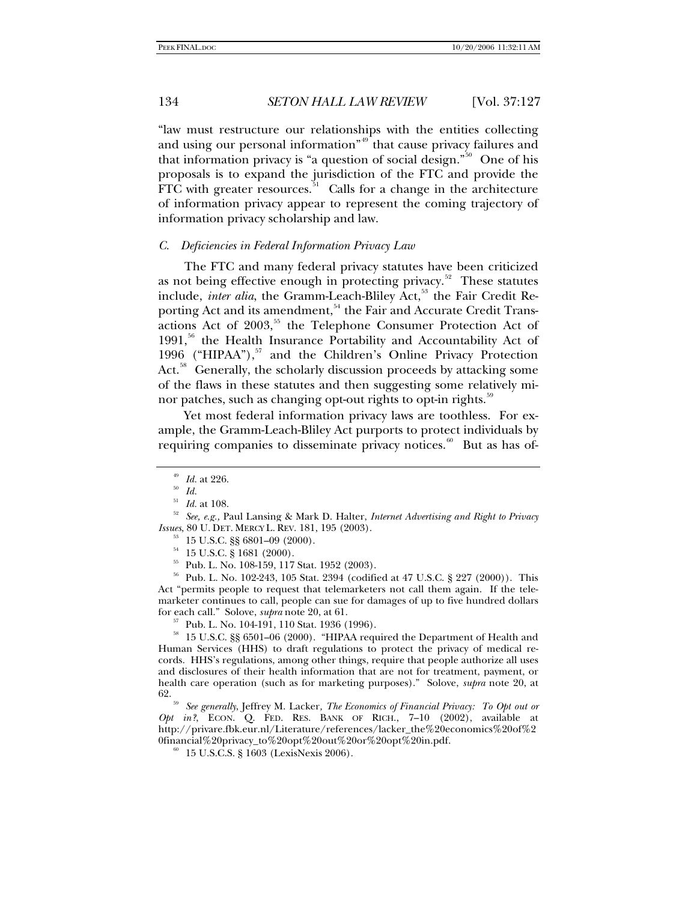"law must restructure our relationships with the entities collecting and using our personal information"[49] that cause privacy failures and that information privacy is "a question of social design."[50] One of his proposals is to expand the jurisdiction of the FTC and provide the FTC with greater resources.[51] Calls for a change in the architecture of information privacy appear to represent the coming trajectory of information privacy scholarship and law.

### *C. Deficiencies in Federal Information Privacy Law*

The FTC and many federal privacy statutes have been criticized as not being effective enough in protecting privacy.[52] These statutes include, *inter alia*, the Gramm-Leach-Bliley Act,[53] the Fair Credit Reporting Act and its amendment,[54] the Fair and Accurate Credit Transactions Act of 2003,[55] the Telephone Consumer Protection Act of 1991,[56] the Health Insurance Portability and Accountability Act of 1996 ("HIPAA"),[57] and the Children's Online Privacy Protection Act.[58] Generally, the scholarly discussion proceeds by attacking some of the flaws in these statutes and then suggesting some relatively minor patches, such as changing opt-out rights to opt-in rights.[59]

Yet most federal information privacy laws are toothless. For example, the Gramm-Leach-Bliley Act purports to protect individuals by requiring companies to disseminate privacy notices.[60] But as has of-

---

[49] *Id.* at 226.

[50] *Id.*

[51] *Id.* at 108.

[52] *See, e.g.*, Paul Lansing & Mark D. Halter, *Internet Advertising and Right to Privacy Issues*, 80 U. DET. MERCY L. REV. 181, 195 (2003).

[53] 15 U.S.C. §§ 6801–09 (2000).

[54] 15 U.S.C. § 1681 (2000).

[55] Pub. L. No. 108-159, 117 Stat. 1952 (2003).

[56] Pub. L. No. 102-243, 105 Stat. 2394 (codified at 47 U.S.C. § 227 (2000)). This Act "permits people to request that telemarketers not call them again. If the telemarketer continues to call, people can sue for damages of up to five hundred dollars for each call." Solove, *supra* note 20, at 61.

[57] Pub. L. No. 104-191, 110 Stat. 1936 (1996).

[58] 15 U.S.C. §§ 6501–06 (2000). "HIPAA required the Department of Health and Human Services (HHS) to draft regulations to protect the privacy of medical records. HHS's regulations, among other things, require that people authorize all uses and disclosures of their health information that are not for treatment, payment, or health care operation (such as for marketing purposes)." Solove, *supra* note 20, at 62.

[59] *See generally*, Jeffrey M. Lacker, *The Economics of Financial Privacy: To Opt out or Opt in?*, ECON. Q. FED. RES. BANK OF RICH., 7–10 (2002), available at http://privare.fbk.eur.nl/Literature/references/lacker_the%20economics%20of%20financial%20privacy_to%20opt%20out%20or%20opt%20in.pdf.

[60] 15 U.S.C.S. § 1603 (LexisNexis 2006).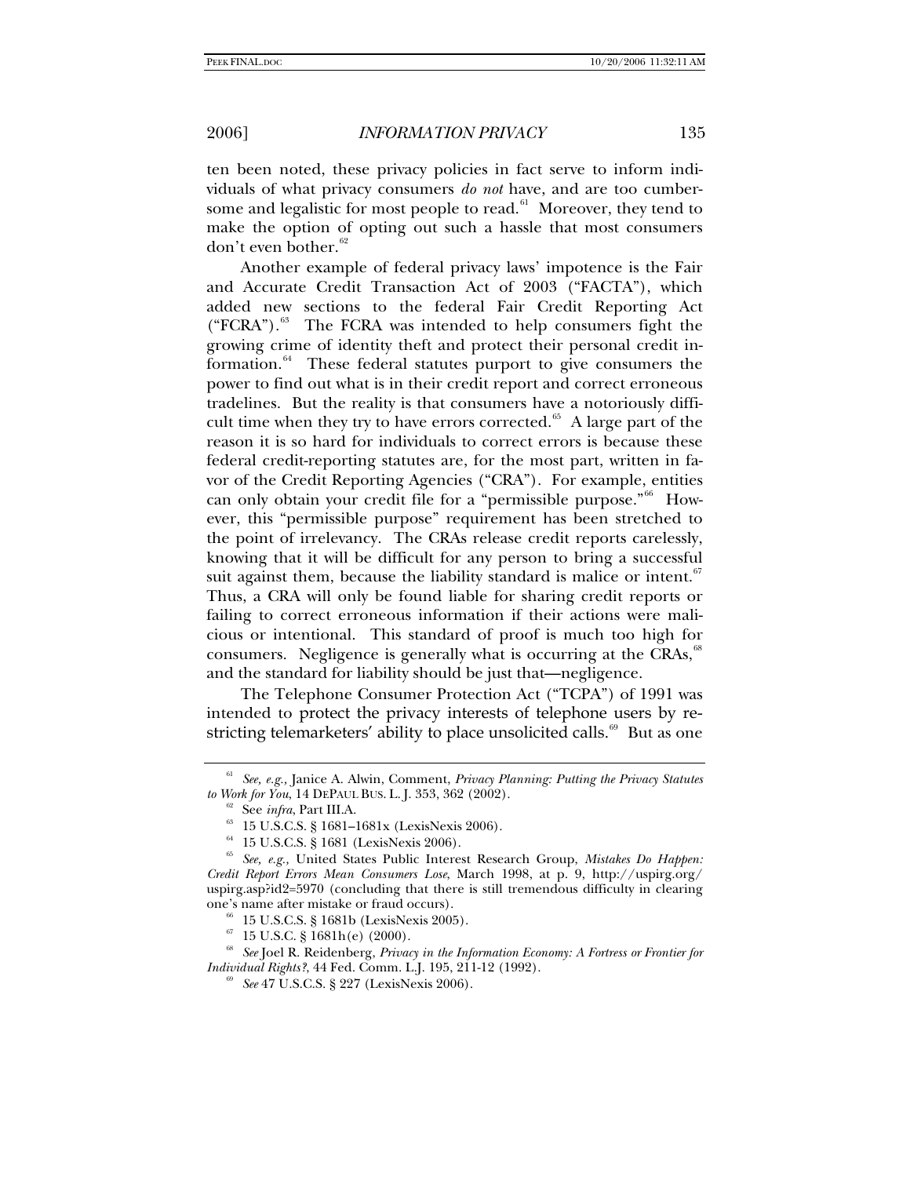ten been noted, these privacy policies in fact serve to inform individuals of what privacy consumers *do not* have, and are too cumbersome and legalistic for most people to read.[61] Moreover, they tend to make the option of opting out such a hassle that most consumers don't even bother.[62]

Another example of federal privacy laws' impotence is the Fair and Accurate Credit Transaction Act of 2003 ("FACTA"), which added new sections to the federal Fair Credit Reporting Act ("FCRA").[63] The FCRA was intended to help consumers fight the growing crime of identity theft and protect their personal credit information.[64] These federal statutes purport to give consumers the power to find out what is in their credit report and correct erroneous tradelines. But the reality is that consumers have a notoriously difficult time when they try to have errors corrected.[65] A large part of the reason it is so hard for individuals to correct errors is because these federal credit-reporting statutes are, for the most part, written in favor of the Credit Reporting Agencies ("CRA"). For example, entities can only obtain your credit file for a "permissible purpose."[66] However, this "permissible purpose" requirement has been stretched to the point of irrelevancy. The CRAs release credit reports carelessly, knowing that it will be difficult for any person to bring a successful suit against them, because the liability standard is malice or intent.[67] Thus, a CRA will only be found liable for sharing credit reports or failing to correct erroneous information if their actions were malicious or intentional. This standard of proof is much too high for consumers. Negligence is generally what is occurring at the CRAs,[68] and the standard for liability should be just that—negligence.

The Telephone Consumer Protection Act ("TCPA") of 1991 was intended to protect the privacy interests of telephone users by restricting telemarketers' ability to place unsolicited calls.[69] But as one

---

[61] *See, e.g.*, Janice A. Alwin, Comment, *Privacy Planning: Putting the Privacy Statutes to Work for You*, 14 DEPAUL BUS. L. J. 353, 362 (2002).

[62] See *infra*, Part III.A.

[63] 15 U.S.C.S. § 1681–1681x (LexisNexis 2006).

[64] 15 U.S.C.S. § 1681 (LexisNexis 2006).

[65] *See, e.g.,* United States Public Interest Research Group, *Mistakes Do Happen: Credit Report Errors Mean Consumers Lose*, March 1998, at p. 9, http://uspirg.org/uspirg.asp?id2=5970 (concluding that there is still tremendous difficulty in clearing one's name after mistake or fraud occurs).

[66] 15 U.S.C.S. § 1681b (LexisNexis 2005).

[67] 15 U.S.C. § 1681h(e) (2000).

[68] *See* Joel R. Reidenberg, *Privacy in the Information Economy: A Fortress or Frontier for Individual Rights?*, 44 Fed. Comm. L.J. 195, 211-12 (1992).

[69] *See* 47 U.S.C.S. § 227 (LexisNexis 2006).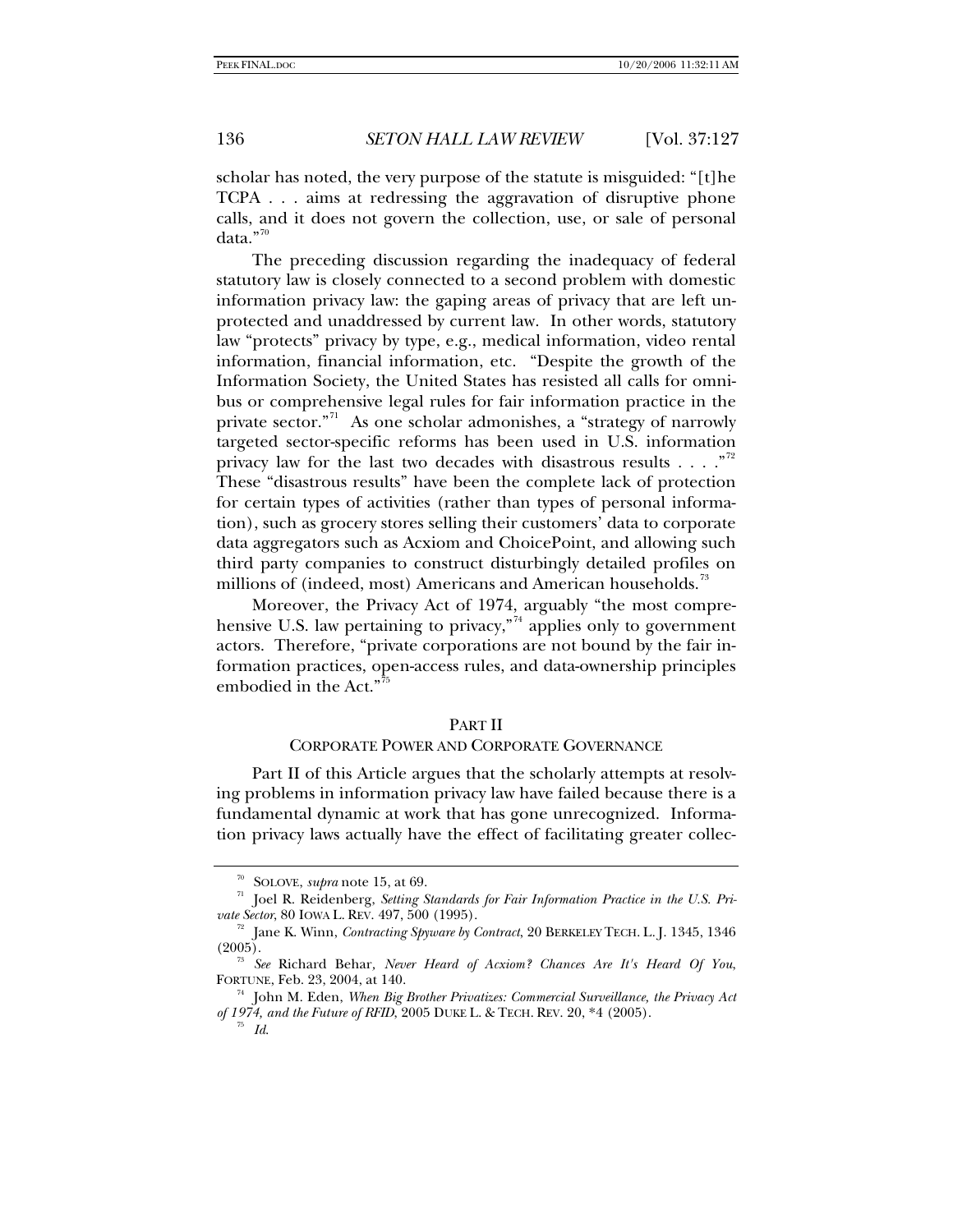scholar has noted, the very purpose of the statute is misguided: "[t]he TCPA . . . aims at redressing the aggravation of disruptive phone calls, and it does not govern the collection, use, or sale of personal data."[70]

The preceding discussion regarding the inadequacy of federal statutory law is closely connected to a second problem with domestic information privacy law: the gaping areas of privacy that are left unprotected and unaddressed by current law. In other words, statutory law "protects" privacy by type, e.g., medical information, video rental information, financial information, etc. "Despite the growth of the Information Society, the United States has resisted all calls for omnibus or comprehensive legal rules for fair information practice in the private sector."[71] As one scholar admonishes, a "strategy of narrowly targeted sector-specific reforms has been used in U.S. information privacy law for the last two decades with disastrous results . . . ."[72] These "disastrous results" have been the complete lack of protection for certain types of activities (rather than types of personal information), such as grocery stores selling their customers' data to corporate data aggregators such as Acxiom and ChoicePoint, and allowing such third party companies to construct disturbingly detailed profiles on millions of (indeed, most) Americans and American households.[73]

Moreover, the Privacy Act of 1974, arguably "the most comprehensive U.S. law pertaining to privacy,"[74] applies only to government actors. Therefore, "private corporations are not bound by the fair information practices, open-access rules, and data-ownership principles embodied in the Act."[75]

## PART II

### CORPORATE POWER AND CORPORATE GOVERNANCE

Part II of this Article argues that the scholarly attempts at resolving problems in information privacy law have failed because there is a fundamental dynamic at work that has gone unrecognized. Information privacy laws actually have the effect of facilitating greater collec-

---

[70] SOLOVE, *supra* note 15, at 69.

[71] Joel R. Reidenberg, *Setting Standards for Fair Information Practice in the U.S. Private Sector*, 80 IOWA L. REV. 497, 500 (1995).

[72] Jane K. Winn, *Contracting Spyware by Contract*, 20 BERKELEY TECH. L. J. 1345, 1346 (2005).

[73] *See* Richard Behar, *Never Heard of Acxiom? Chances Are It's Heard Of You*, FORTUNE, Feb. 23, 2004, at 140.

[74] John M. Eden, *When Big Brother Privatizes: Commercial Surveillance, the Privacy Act of 1974, and the Future of RFID*, 2005 DUKE L. & TECH. REV. 20, *4 (2005).

[75] *Id.*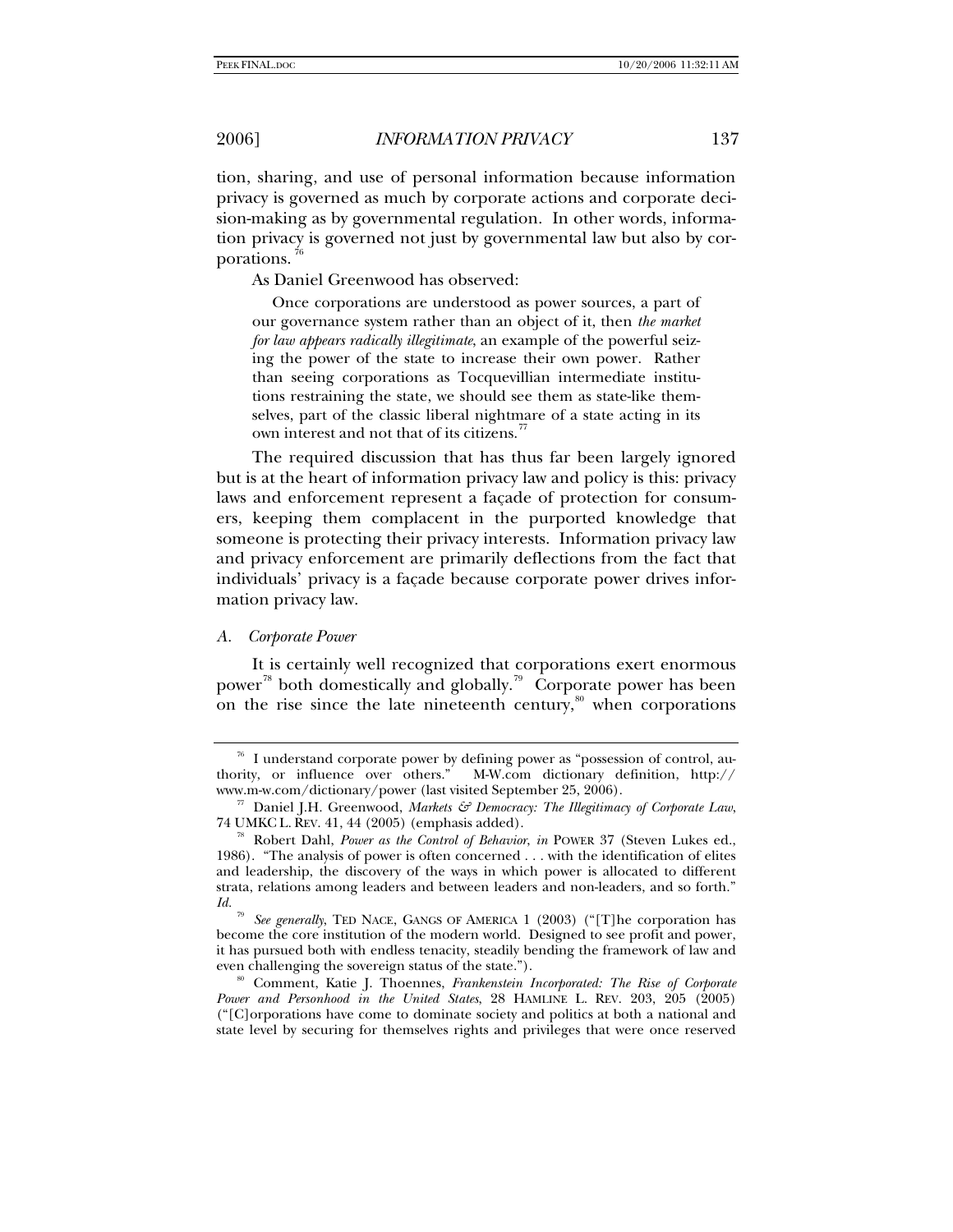tion, sharing, and use of personal information because information privacy is governed as much by corporate actions and corporate decision-making as by governmental regulation. In other words, information privacy is governed not just by governmental law but also by corporations.[76]

As Daniel Greenwood has observed:

> Once corporations are understood as power sources, a part of our governance system rather than an object of it, then *the market for law appears radically illegitimate*, an example of the powerful seizing the power of the state to increase their own power. Rather than seeing corporations as Tocquevillian intermediate institutions restraining the state, we should see them as state-like themselves, part of the classic liberal nightmare of a state acting in its own interest and not that of its citizens.[77]

The required discussion that has thus far been largely ignored but is at the heart of information privacy law and policy is this: privacy laws and enforcement represent a façade of protection for consumers, keeping them complacent in the purported knowledge that someone is protecting their privacy interests. Information privacy law and privacy enforcement are primarily deflections from the fact that individuals' privacy is a façade because corporate power drives information privacy law.

### A. *Corporate Power*

It is certainly well recognized that corporations exert enormous power[78] both domestically and globally.[79] Corporate power has been on the rise since the late nineteenth century,[80] when corporations

---

[76] I understand corporate power by defining power as "possession of control, authority, or influence over others." M-W.com dictionary definition, http://www.m-w.com/dictionary/power (last visited September 25, 2006).

[77] Daniel J.H. Greenwood, *Markets & Democracy: The Illegitimacy of Corporate Law*, 74 UMKC L. REV. 41, 44 (2005) (emphasis added).

[78] Robert Dahl, *Power as the Control of Behavior*, *in* POWER 37 (Steven Lukes ed., 1986). "The analysis of power is often concerned . . . with the identification of elites and leadership, the discovery of the ways in which power is allocated to different strata, relations among leaders and between leaders and non-leaders, and so forth." *Id.*

[79] *See generally*, TED NACE, GANGS OF AMERICA 1 (2003) ("[T]he corporation has become the core institution of the modern world. Designed to see profit and power, it has pursued both with endless tenacity, steadily bending the framework of law and even challenging the sovereign status of the state.").

[80] Comment, Katie J. Thoennes, *Frankenstein Incorporated: The Rise of Corporate Power and Personhood in the United States*, 28 HAMLINE L. REV. 203, 205 (2005) ("[C]orporations have come to dominate society and politics at both a national and state level by securing for themselves rights and privileges that were once reserved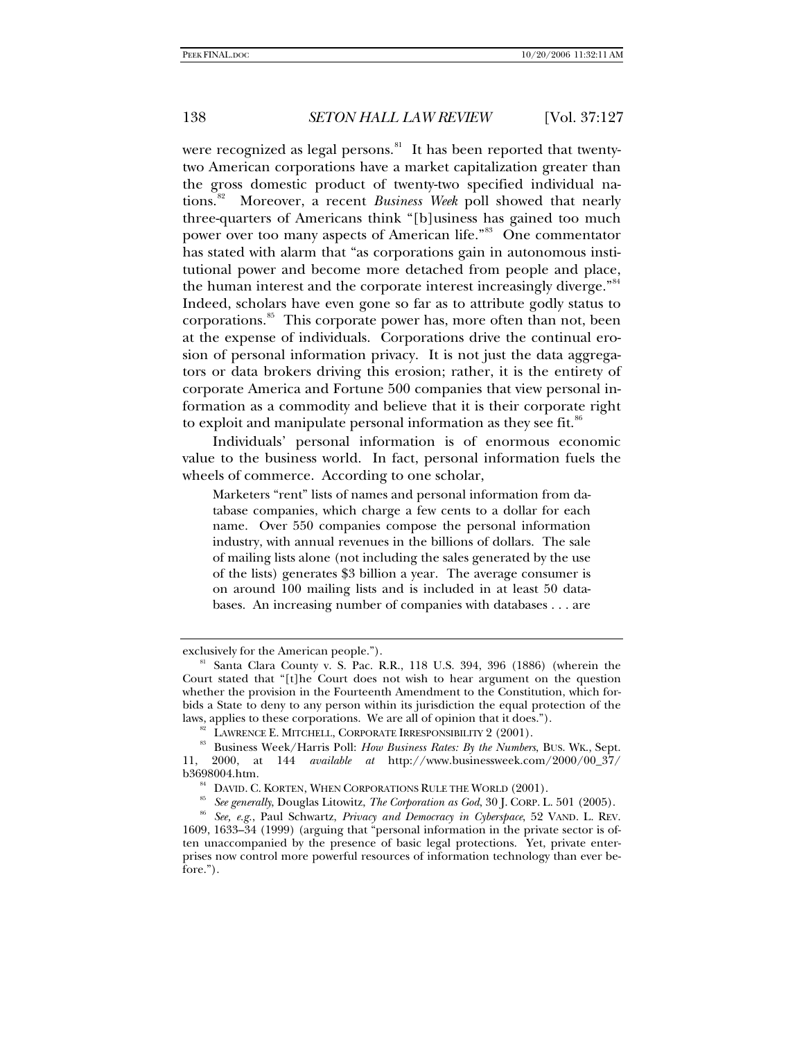were recognized as legal persons.[81] It has been reported that twenty-two American corporations have a market capitalization greater than the gross domestic product of twenty-two specified individual nations.[82] Moreover, a recent *Business Week* poll showed that nearly three-quarters of Americans think "[b]usiness has gained too much power over too many aspects of American life."[83] One commentator has stated with alarm that "as corporations gain in autonomous institutional power and become more detached from people and place, the human interest and the corporate interest increasingly diverge."[84] Indeed, scholars have even gone so far as to attribute godly status to corporations.[85] This corporate power has, more often than not, been at the expense of individuals. Corporations drive the continual erosion of personal information privacy. It is not just the data aggregators or data brokers driving this erosion; rather, it is the entirety of corporate America and Fortune 500 companies that view personal information as a commodity and believe that it is their corporate right to exploit and manipulate personal information as they see fit.[86]

Individuals' personal information is of enormous economic value to the business world. In fact, personal information fuels the wheels of commerce. According to one scholar,

> Marketers "rent" lists of names and personal information from database companies, which charge a few cents to a dollar for each name. Over 550 companies compose the personal information industry, with annual revenues in the billions of dollars. The sale of mailing lists alone (not including the sales generated by the use of the lists) generates $3 billion a year. The average consumer is on around 100 mailing lists and is included in at least 50 databases. An increasing number of companies with databases . . . are

---

exclusively for the American people.").

[81] Santa Clara County v. S. Pac. R.R., 118 U.S. 394, 396 (1886) (wherein the Court stated that "[t]he Court does not wish to hear argument on the question whether the provision in the Fourteenth Amendment to the Constitution, which forbids a State to deny to any person within its jurisdiction the equal protection of the laws, applies to these corporations. We are all of opinion that it does.").

[82] LAWRENCE E. MITCHELL, CORPORATE IRRESPONSIBILITY 2 (2001).

[83] Business Week/Harris Poll: *How Business Rates: By the Numbers*, BUS. WK., Sept. 11, 2000, at 144 *available at* http://www.businessweek.com/2000/00_37/b3698004.htm.

[84] DAVID. C. KORTEN, WHEN CORPORATIONS RULE THE WORLD (2001).

[85] *See generally*, Douglas Litowitz, *The Corporation as God*, 30 J. CORP. L. 501 (2005).

[86] *See, e.g.*, Paul Schwartz, *Privacy and Democracy in Cyberspace*, 52 VAND. L. REV. 1609, 1633–34 (1999) (arguing that "personal information in the private sector is often unaccompanied by the presence of basic legal protections. Yet, private enterprises now control more powerful resources of information technology than ever before.").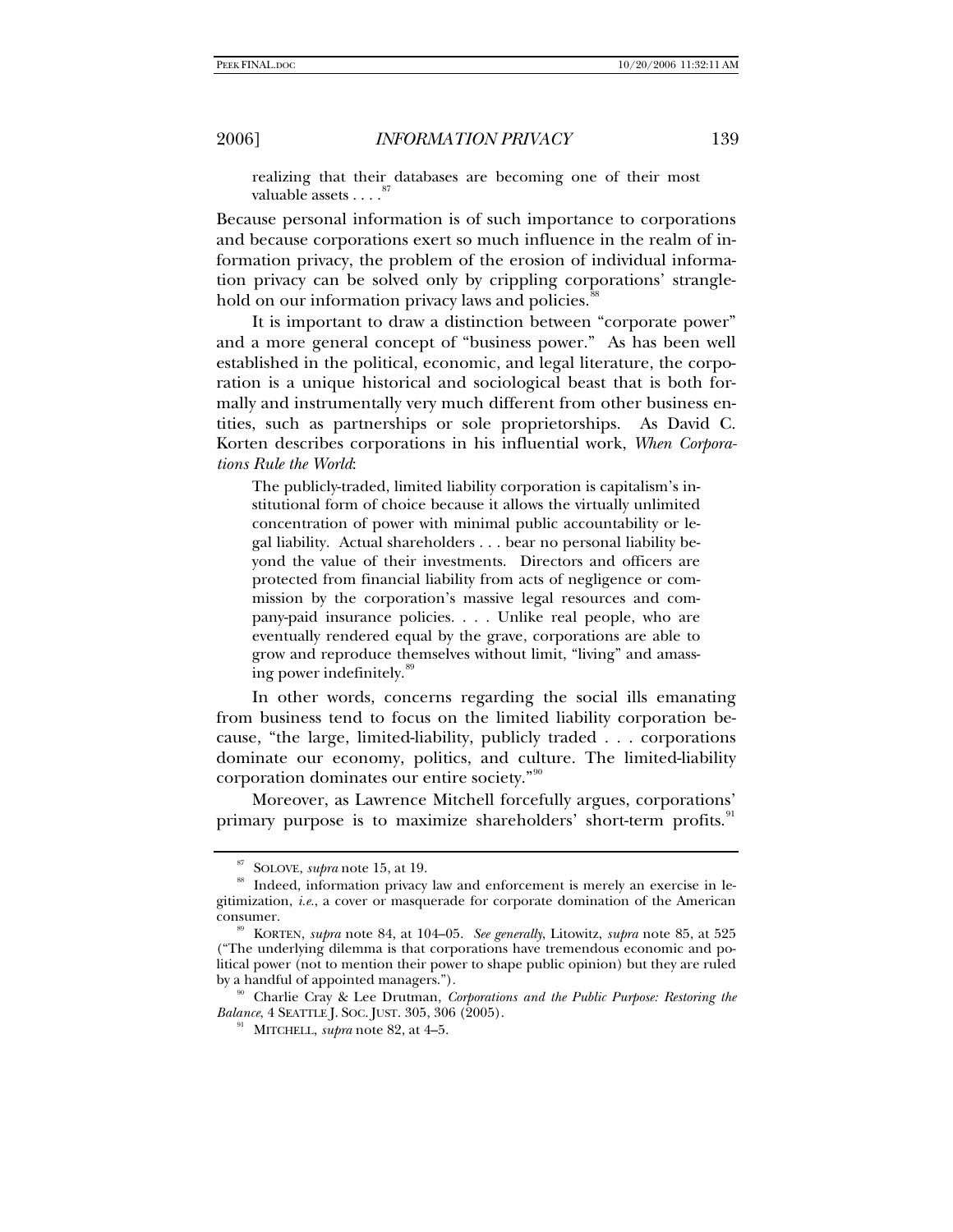> realizing that their databases are becoming one of their most valuable assets . . . .[87]

Because personal information is of such importance to corporations and because corporations exert so much influence in the realm of information privacy, the problem of the erosion of individual information privacy can be solved only by crippling corporations' stranglehold on our information privacy laws and policies.[88]

It is important to draw a distinction between "corporate power" and a more general concept of "business power." As has been well established in the political, economic, and legal literature, the corporation is a unique historical and sociological beast that is both formally and instrumentally very much different from other business entities, such as partnerships or sole proprietorships. As David C. Korten describes corporations in his influential work, *When Corporations Rule the World*:

> The publicly-traded, limited liability corporation is capitalism's institutional form of choice because it allows the virtually unlimited concentration of power with minimal public accountability or legal liability. Actual shareholders . . . bear no personal liability beyond the value of their investments. Directors and officers are protected from financial liability from acts of negligence or commission by the corporation's massive legal resources and company-paid insurance policies. . . . Unlike real people, who are eventually rendered equal by the grave, corporations are able to grow and reproduce themselves without limit, "living" and amassing power indefinitely.[89]

In other words, concerns regarding the social ills emanating from business tend to focus on the limited liability corporation because, "the large, limited-liability, publicly traded . . . corporations dominate our economy, politics, and culture. The limited-liability corporation dominates our entire society."[90]

Moreover, as Lawrence Mitchell forcefully argues, corporations' primary purpose is to maximize shareholders' short-term profits.[91]

---

[87] SOLOVE, *supra* note 15, at 19.

[88] Indeed, information privacy law and enforcement is merely an exercise in legitimization, *i.e.*, a cover or masquerade for corporate domination of the American consumer.

[89] KORTEN, *supra* note 84, at 104–05. *See generally*, Litowitz, *supra* note 85, at 525 ("The underlying dilemma is that corporations have tremendous economic and political power (not to mention their power to shape public opinion) but they are ruled by a handful of appointed managers.").

[90] Charlie Cray & Lee Drutman, *Corporations and the Public Purpose: Restoring the Balance*, 4 SEATTLE J. SOC. JUST. 305, 306 (2005).

[91] MITCHELL, *supra* note 82, at 4–5.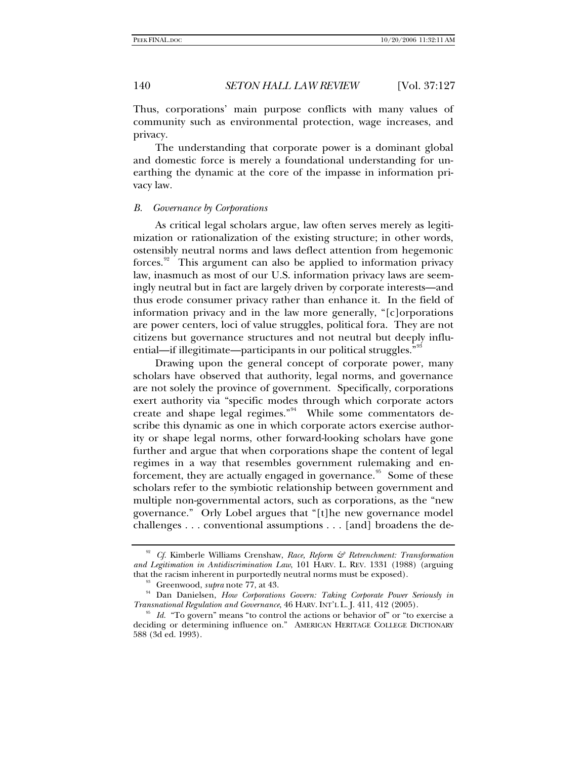Thus, corporations' main purpose conflicts with many values of community such as environmental protection, wage increases, and privacy.

The understanding that corporate power is a dominant global and domestic force is merely a foundational understanding for unearthing the dynamic at the core of the impasse in information privacy law.

### *B. Governance by Corporations*

As critical legal scholars argue, law often serves merely as legitimization or rationalization of the existing structure; in other words, ostensibly neutral norms and laws deflect attention from hegemonic forces.[92] This argument can also be applied to information privacy law, inasmuch as most of our U.S. information privacy laws are seemingly neutral but in fact are largely driven by corporate interests—and thus erode consumer privacy rather than enhance it. In the field of information privacy and in the law more generally, "[c]orporations are power centers, loci of value struggles, political fora. They are not citizens but governance structures and not neutral but deeply influential—if illegitimate—participants in our political struggles."[93]

Drawing upon the general concept of corporate power, many scholars have observed that authority, legal norms, and governance are not solely the province of government. Specifically, corporations exert authority via "specific modes through which corporate actors create and shape legal regimes."[94] While some commentators describe this dynamic as one in which corporate actors exercise authority or shape legal norms, other forward-looking scholars have gone further and argue that when corporations shape the content of legal regimes in a way that resembles government rulemaking and enforcement, they are actually engaged in governance.[95] Some of these scholars refer to the symbiotic relationship between government and multiple non-governmental actors, such as corporations, as the "new governance." Orly Lobel argues that "[t]he new governance model challenges . . . conventional assumptions . . . [and] broadens the de-

---

[92] *Cf.* Kimberle Williams Crenshaw, *Race, Reform & Retrenchment: Transformation and Legitimation in Antidiscrimination Law*, 101 HARV. L. REV. 1331 (1988) (arguing that the racism inherent in purportedly neutral norms must be exposed).

[93] Greenwood, *supra* note 77, at 43.

[94] Dan Danielsen, *How Corporations Govern: Taking Corporate Power Seriously in Transnational Regulation and Governance*, 46 HARV. INT'L L. J. 411, 412 (2005).

[95] *Id.* "To govern" means "to control the actions or behavior of" or "to exercise a deciding or determining influence on." AMERICAN HERITAGE COLLEGE DICTIONARY 588 (3d ed. 1993).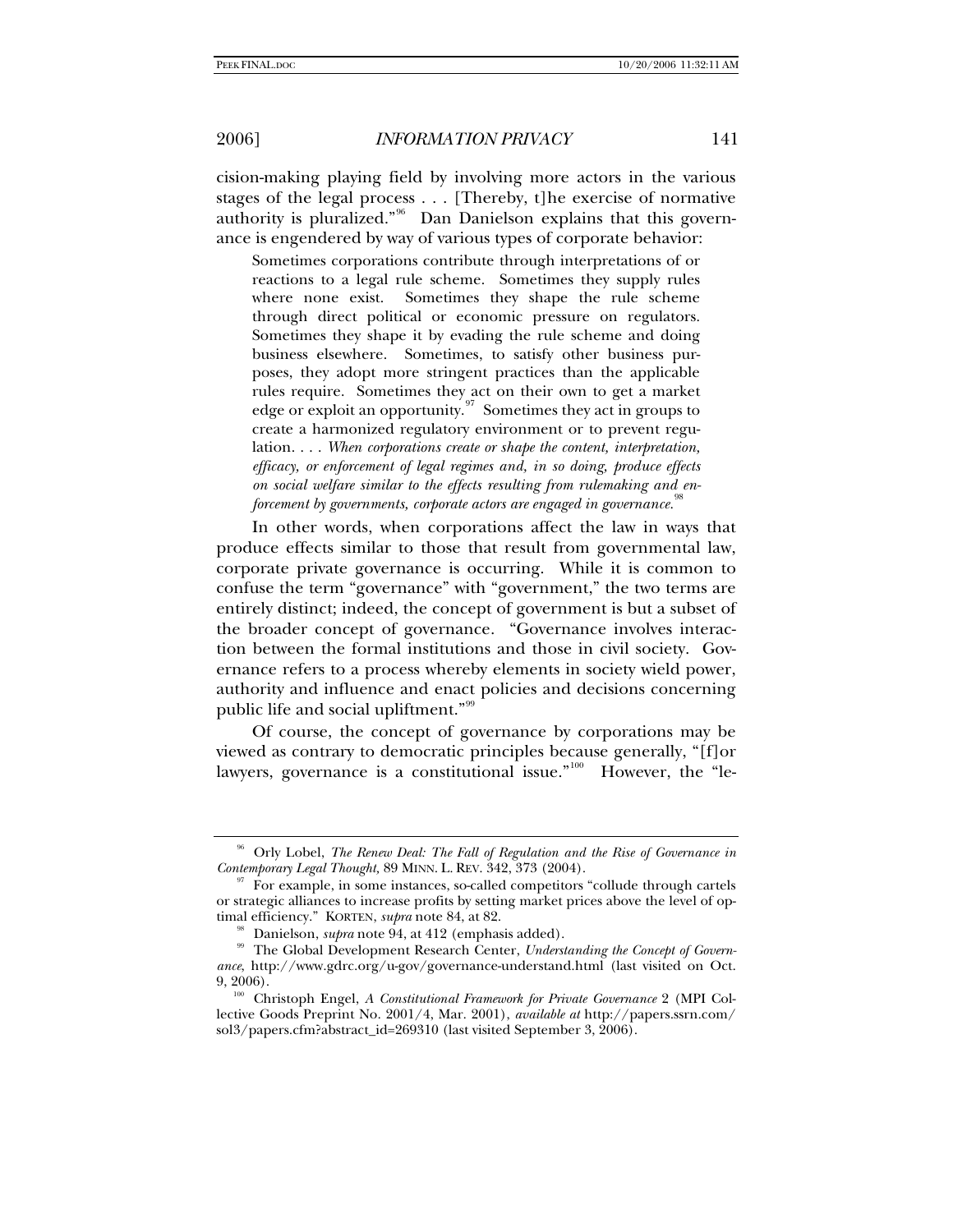cision-making playing field by involving more actors in the various stages of the legal process . . . [Thereby, t]he exercise of normative authority is pluralized."[96] Dan Danielson explains that this governance is engendered by way of various types of corporate behavior:

> Sometimes corporations contribute through interpretations of or reactions to a legal rule scheme. Sometimes they supply rules where none exist. Sometimes they shape the rule scheme through direct political or economic pressure on regulators. Sometimes they shape it by evading the rule scheme and doing business elsewhere. Sometimes, to satisfy other business purposes, they adopt more stringent practices than the applicable rules require. Sometimes they act on their own to get a market edge or exploit an opportunity.[97] Sometimes they act in groups to create a harmonized regulatory environment or to prevent regulation. . . . *When corporations create or shape the content, interpretation, efficacy, or enforcement of legal regimes and, in so doing, produce effects on social welfare similar to the effects resulting from rulemaking and enforcement by governments, corporate actors are engaged in governance.*[98]

In other words, when corporations affect the law in ways that produce effects similar to those that result from governmental law, corporate private governance is occurring. While it is common to confuse the term "governance" with "government," the two terms are entirely distinct; indeed, the concept of government is but a subset of the broader concept of governance. "Governance involves interaction between the formal institutions and those in civil society. Governance refers to a process whereby elements in society wield power, authority and influence and enact policies and decisions concerning public life and social upliftment."[99]

Of course, the concept of governance by corporations may be viewed as contrary to democratic principles because generally, "[f]or lawyers, governance is a constitutional issue."[100] However, the "le-

---

[96] Orly Lobel, *The Renew Deal: The Fall of Regulation and the Rise of Governance in Contemporary Legal Thought*, 89 MINN. L. REV. 342, 373 (2004).

[97] For example, in some instances, so-called competitors "collude through cartels or strategic alliances to increase profits by setting market prices above the level of optimal efficiency." KORTEN, *supra* note 84, at 82.

[98] Danielson, *supra* note 94, at 412 (emphasis added).

[99] The Global Development Research Center, *Understanding the Concept of Governance*, http://www.gdrc.org/u-gov/governance-understand.html (last visited on Oct. 9, 2006).

[100] Christoph Engel, *A Constitutional Framework for Private Governance* 2 (MPI Collective Goods Preprint No. 2001/4, Mar. 2001), *available at* http://papers.ssrn.com/sol3/papers.cfm?abstract_id=269310 (last visited September 3, 2006).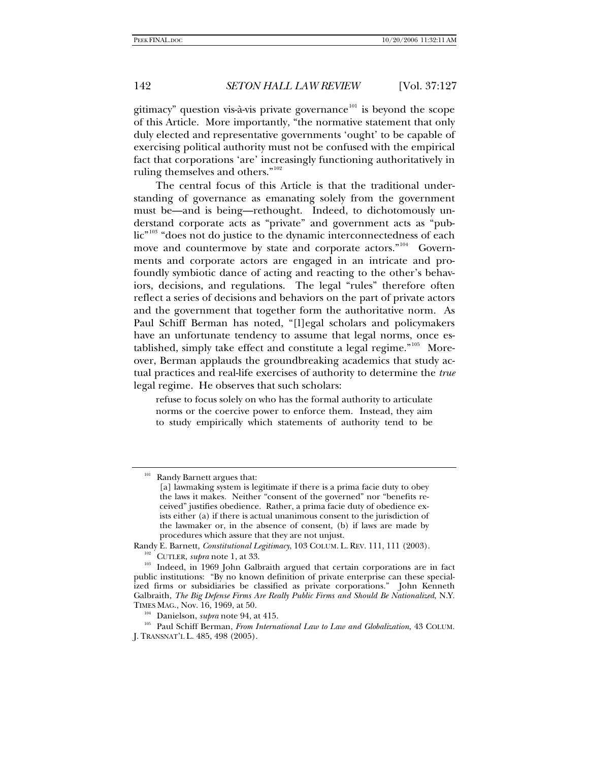gitimacy" question vis-à-vis private governance[101] is beyond the scope of this Article. More importantly, "the normative statement that only duly elected and representative governments 'ought' to be capable of exercising political authority must not be confused with the empirical fact that corporations 'are' increasingly functioning authoritatively in ruling themselves and others."[102]

The central focus of this Article is that the traditional understanding of governance as emanating solely from the government must be—and is being—rethought. Indeed, to dichotomously understand corporate acts as "private" and government acts as "public"[103] "does not do justice to the dynamic interconnectedness of each move and countermove by state and corporate actors."[104] Governments and corporate actors are engaged in an intricate and profoundly symbiotic dance of acting and reacting to the other's behaviors, decisions, and regulations. The legal "rules" therefore often reflect a series of decisions and behaviors on the part of private actors and the government that together form the authoritative norm. As Paul Schiff Berman has noted, "[l]egal scholars and policymakers have an unfortunate tendency to assume that legal norms, once established, simply take effect and constitute a legal regime."[105] Moreover, Berman applauds the groundbreaking academics that study actual practices and real-life exercises of authority to determine the *true* legal regime. He observes that such scholars:

> refuse to focus solely on who has the formal authority to articulate norms or the coercive power to enforce them. Instead, they aim to study empirically which statements of authority tend to be

---

[101] Randy Barnett argues that:

> [a] lawmaking system is legitimate if there is a prima facie duty to obey the laws it makes. Neither "consent of the governed" nor "benefits received" justifies obedience. Rather, a prima facie duty of obedience exists either (a) if there is actual unanimous consent to the jurisdiction of the lawmaker or, in the absence of consent, (b) if laws are made by procedures which assure that they are not unjust.

Randy E. Barnett, *Constitutional Legitimacy*, 103 COLUM. L. REV. 111, 111 (2003).

[102] CUTLER, *supra* note 1, at 33.

[103] Indeed, in 1969 John Galbraith argued that certain corporations are in fact public institutions: "By no known definition of private enterprise can these specialized firms or subsidiaries be classified as private corporations." John Kenneth Galbraith, *The Big Defense Firms Are Really Public Firms and Should Be Nationalized*, N.Y. TIMES MAG., Nov. 16, 1969, at 50.

[104] Danielson, *supra* note 94, at 415.

[105] Paul Schiff Berman, *From International Law to Law and Globalization*, 43 COLUM. J. TRANSNAT'L L. 485, 498 (2005).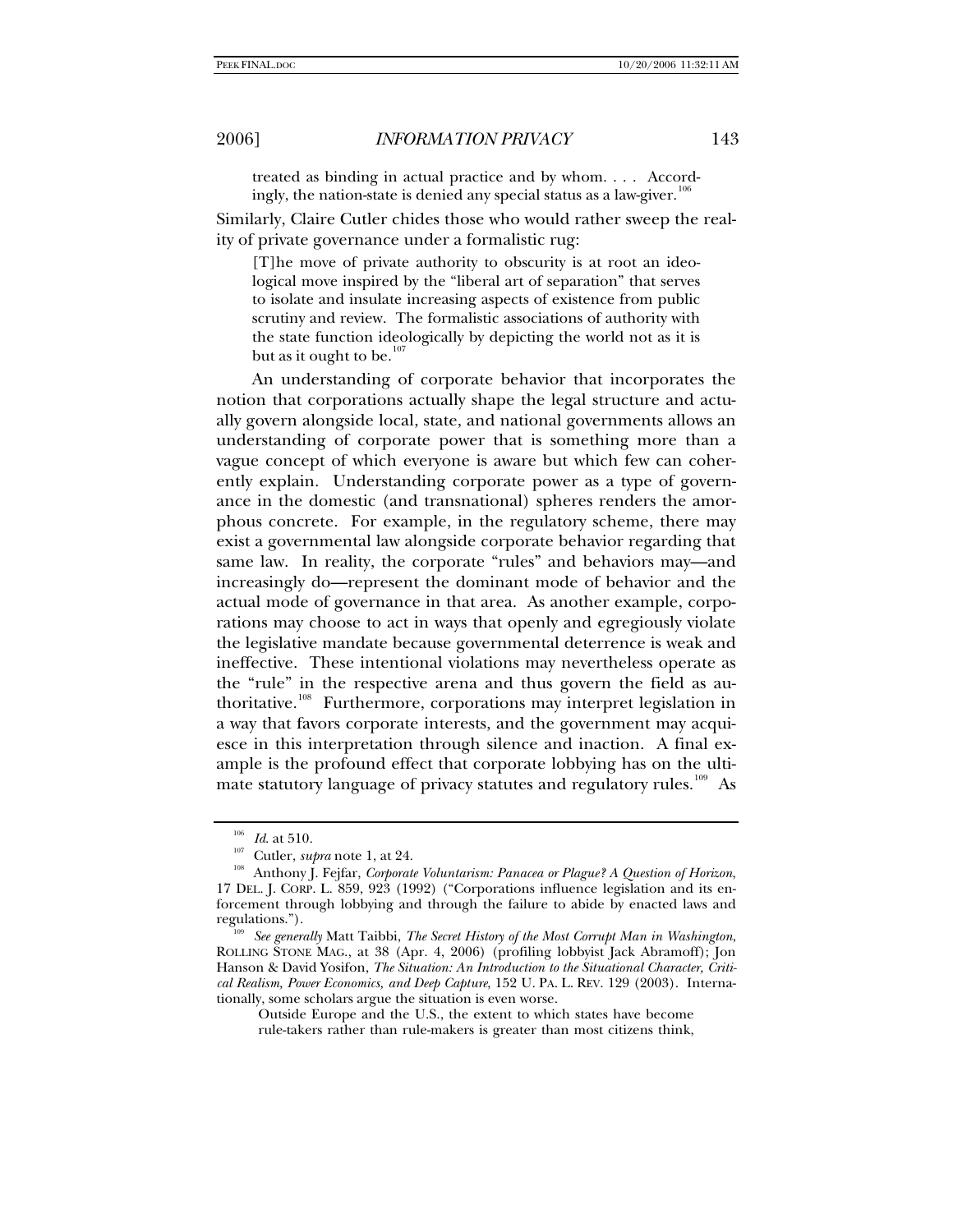> treated as binding in actual practice and by whom. . . . Accordingly, the nation-state is denied any special status as a law-giver.[106]

Similarly, Claire Cutler chides those who would rather sweep the reality of private governance under a formalistic rug:

> [T]he move of private authority to obscurity is at root an ideological move inspired by the "liberal art of separation" that serves to isolate and insulate increasing aspects of existence from public scrutiny and review. The formalistic associations of authority with the state function ideologically by depicting the world not as it is but as it ought to be.[107]

An understanding of corporate behavior that incorporates the notion that corporations actually shape the legal structure and actually govern alongside local, state, and national governments allows an understanding of corporate power that is something more than a vague concept of which everyone is aware but which few can coherently explain. Understanding corporate power as a type of governance in the domestic (and transnational) spheres renders the amorphous concrete. For example, in the regulatory scheme, there may exist a governmental law alongside corporate behavior regarding that same law. In reality, the corporate "rules" and behaviors may—and increasingly do—represent the dominant mode of behavior and the actual mode of governance in that area. As another example, corporations may choose to act in ways that openly and egregiously violate the legislative mandate because governmental deterrence is weak and ineffective. These intentional violations may nevertheless operate as the "rule" in the respective arena and thus govern the field as authoritative.[108] Furthermore, corporations may interpret legislation in a way that favors corporate interests, and the government may acquiesce in this interpretation through silence and inaction. A final example is the profound effect that corporate lobbying has on the ultimate statutory language of privacy statutes and regulatory rules.[109] As

---

[106] *Id.* at 510.

[107] Cutler, *supra* note 1, at 24.

[108] Anthony J. Fejfar, *Corporate Voluntarism: Panacea or Plague? A Question of Horizon*, 17 DEL. J. CORP. L. 859, 923 (1992) ("Corporations influence legislation and its enforcement through lobbying and through the failure to abide by enacted laws and regulations.").

[109] *See generally* Matt Taibbi, *The Secret History of the Most Corrupt Man in Washington*, ROLLING STONE MAG., at 38 (Apr. 4, 2006) (profiling lobbyist Jack Abramoff); Jon Hanson & David Yosifon, *The Situation: An Introduction to the Situational Character, Critical Realism, Power Economics, and Deep Capture*, 152 U. PA. L. REV. 129 (2003). Internationally, some scholars argue the situation is even worse.

> Outside Europe and the U.S., the extent to which states have become rule-takers rather than rule-makers is greater than most citizens think,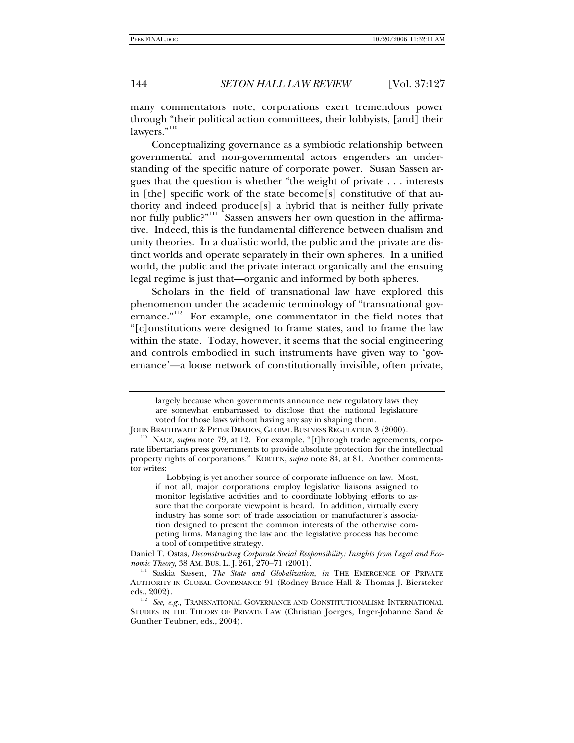many commentators note, corporations exert tremendous power through "their political action committees, their lobbyists, [and] their lawyers."[110]

Conceptualizing governance as a symbiotic relationship between governmental and non-governmental actors engenders an understanding of the specific nature of corporate power. Susan Sassen argues that the question is whether "the weight of private . . . interests in [the] specific work of the state become[s] constitutive of that authority and indeed produce[s] a hybrid that is neither fully private nor fully public?"[111] Sassen answers her own question in the affirmative. Indeed, this is the fundamental difference between dualism and unity theories. In a dualistic world, the public and the private are distinct worlds and operate separately in their own spheres. In a unified world, the public and the private interact organically and the ensuing legal regime is just that—organic and informed by both spheres.

Scholars in the field of transnational law have explored this phenomenon under the academic terminology of "transnational governance."[112] For example, one commentator in the field notes that "[c]onstitutions were designed to frame states, and to frame the law within the state. Today, however, it seems that the social engineering and controls embodied in such instruments have given way to 'governance'—a loose network of constitutionally invisible, often private,

---

> largely because when governments announce new regulatory laws they are somewhat embarrassed to disclose that the national legislature voted for those laws without having any say in shaping them.

JOHN BRAITHWAITE & PETER DRAHOS, GLOBAL BUSINESS REGULATION 3 (2000).

[110] NACE, *supra* note 79, at 12. For example, "[t]hrough trade agreements, corporate libertarians press governments to provide absolute protection for the intellectual property rights of corporations." KORTEN, *supra* note 84, at 81. Another commentator writes:

> Lobbying is yet another source of corporate influence on law. Most, if not all, major corporations employ legislative liaisons assigned to monitor legislative activities and to coordinate lobbying efforts to assure that the corporate viewpoint is heard. In addition, virtually every industry has some sort of trade association or manufacturer's association designed to present the common interests of the otherwise competing firms. Managing the law and the legislative process has become a tool of competitive strategy.

Daniel T. Ostas, *Deconstructing Corporate Social Responsibility: Insights from Legal and Economic Theory*, 38 AM. BUS. L. J. 261, 270–71 (2001).

[111] Saskia Sassen, *The State and Globalization*, *in* THE EMERGENCE OF PRIVATE AUTHORITY IN GLOBAL GOVERNANCE 91 (Rodney Bruce Hall & Thomas J. Biersteker eds., 2002).

[112] *See, e.g.*, TRANSNATIONAL GOVERNANCE AND CONSTITUTIONALISM: INTERNATIONAL STUDIES IN THE THEORY OF PRIVATE LAW (Christian Joerges, Inger-Johanne Sand & Gunther Teubner, eds., 2004).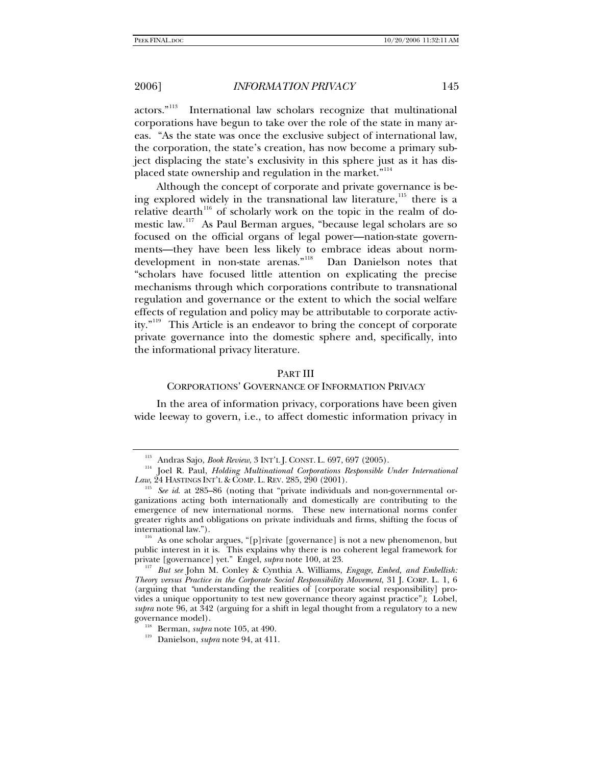actors."[113] International law scholars recognize that multinational corporations have begun to take over the role of the state in many areas. "As the state was once the exclusive subject of international law, the corporation, the state's creation, has now become a primary subject displacing the state's exclusivity in this sphere just as it has displaced state ownership and regulation in the market."[114]

Although the concept of corporate and private governance is being explored widely in the transnational law literature,[115] there is a relative dearth[116] of scholarly work on the topic in the realm of domestic law.[117] As Paul Berman argues, "because legal scholars are so focused on the official organs of legal power—nation-state governments—they have been less likely to embrace ideas about norm-development in non-state arenas."[118] Dan Danielson notes that "scholars have focused little attention on explicating the precise mechanisms through which corporations contribute to transnational regulation and governance or the extent to which the social welfare effects of regulation and policy may be attributable to corporate activity."[119] This Article is an endeavor to bring the concept of corporate private governance into the domestic sphere and, specifically, into the informational privacy literature.

## PART III

## CORPORATIONS' GOVERNANCE OF INFORMATION PRIVACY

In the area of information privacy, corporations have been given wide leeway to govern, i.e., to affect domestic information privacy in

---

[113] Andras Sajo, *Book Review*, 3 INT'L J. CONST. L. 697, 697 (2005).

[114] Joel R. Paul, *Holding Multinational Corporations Responsible Under International Law*, 24 HASTINGS INT'L & COMP. L. REV. 285, 290 (2001).

[115] *See id.* at 285–86 (noting that "private individuals and non-governmental organizations acting both internationally and domestically are contributing to the emergence of new international norms. These new international norms confer greater rights and obligations on private individuals and firms, shifting the focus of international law.").

[116] As one scholar argues, "[p]rivate [governance] is not a new phenomenon, but public interest in it is. This explains why there is no coherent legal framework for private [governance] yet." Engel, *supra* note 100, at 23.

[117] *But see* John M. Conley & Cynthia A. Williams, *Engage, Embed, and Embellish: Theory versus Practice in the Corporate Social Responsibility Movement*, 31 J. CORP. L. 1, 6 (arguing that "understanding the realities of [corporate social responsibility] provides a unique opportunity to test new governance theory against practice"); Lobel, *supra* note 96, at 342 (arguing for a shift in legal thought from a regulatory to a new governance model).

[118] Berman, *supra* note 105, at 490.

[119] Danielson, *supra* note 94, at 411.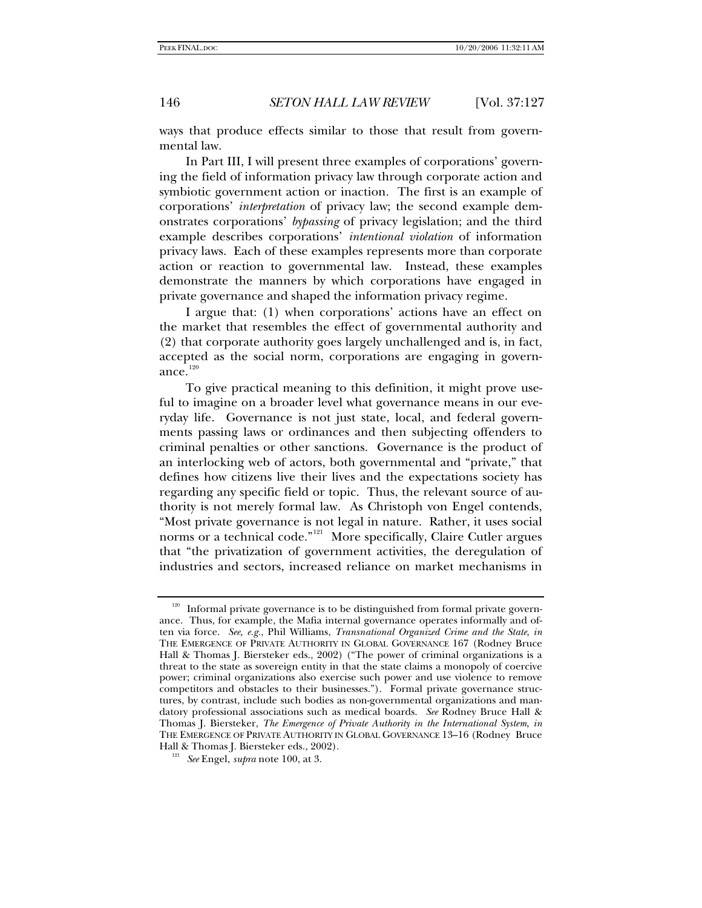ways that produce effects similar to those that result from governmental law.

In Part III, I will present three examples of corporations' governing the field of information privacy law through corporate action and symbiotic government action or inaction. The first is an example of corporations' *interpretation* of privacy law; the second example demonstrates corporations' *bypassing* of privacy legislation; and the third example describes corporations' *intentional violation* of information privacy laws. Each of these examples represents more than corporate action or reaction to governmental law. Instead, these examples demonstrate the manners by which corporations have engaged in private governance and shaped the information privacy regime.

I argue that: (1) when corporations' actions have an effect on the market that resembles the effect of governmental authority and (2) that corporate authority goes largely unchallenged and is, in fact, accepted as the social norm, corporations are engaging in governance.[120]

To give practical meaning to this definition, it might prove useful to imagine on a broader level what governance means in our everyday life. Governance is not just state, local, and federal governments passing laws or ordinances and then subjecting offenders to criminal penalties or other sanctions. Governance is the product of an interlocking web of actors, both governmental and "private," that defines how citizens live their lives and the expectations society has regarding any specific field or topic. Thus, the relevant source of authority is not merely formal law. As Christoph von Engel contends, "Most private governance is not legal in nature. Rather, it uses social norms or a technical code."[121] More specifically, Claire Cutler argues that "the privatization of government activities, the deregulation of industries and sectors, increased reliance on market mechanisms in

---

[120] Informal private governance is to be distinguished from formal private governance. Thus, for example, the Mafia internal governance operates informally and often via force. *See, e.g.*, Phil Williams, *Transnational Organized Crime and the State*, *in* THE EMERGENCE OF PRIVATE AUTHORITY IN GLOBAL GOVERNANCE 167 (Rodney Bruce Hall & Thomas J. Biersteker eds., 2002) ("The power of criminal organizations is a threat to the state as sovereign entity in that the state claims a monopoly of coercive power; criminal organizations also exercise such power and use violence to remove competitors and obstacles to their businesses."). Formal private governance structures, by contrast, include such bodies as non-governmental organizations and mandatory professional associations such as medical boards. *See* Rodney Bruce Hall & Thomas J. Biersteker, *The Emergence of Private Authority in the International System*, *in* THE EMERGENCE OF PRIVATE AUTHORITY IN GLOBAL GOVERNANCE 13–16 (Rodney Bruce Hall & Thomas J. Biersteker eds., 2002).

[121] *See* Engel, *supra* note 100, at 3.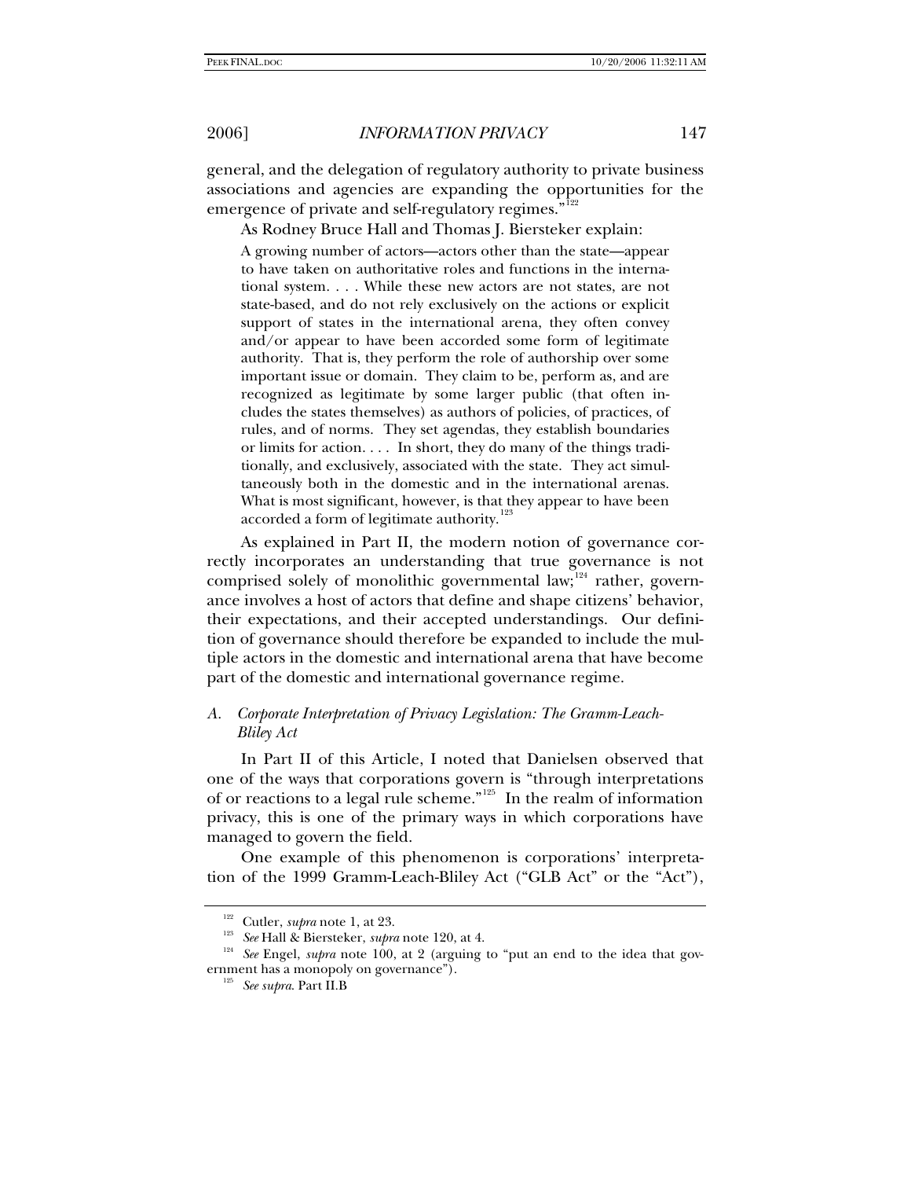general, and the delegation of regulatory authority to private business associations and agencies are expanding the opportunities for the emergence of private and self-regulatory regimes."[122]

As Rodney Bruce Hall and Thomas J. Biersteker explain:

> A growing number of actors—actors other than the state—appear to have taken on authoritative roles and functions in the international system. . . . While these new actors are not states, are not state-based, and do not rely exclusively on the actions or explicit support of states in the international arena, they often convey and/or appear to have been accorded some form of legitimate authority. That is, they perform the role of authorship over some important issue or domain. They claim to be, perform as, and are recognized as legitimate by some larger public (that often includes the states themselves) as authors of policies, of practices, of rules, and of norms. They set agendas, they establish boundaries or limits for action. . . . In short, they do many of the things traditionally, and exclusively, associated with the state. They act simultaneously both in the domestic and in the international arenas. What is most significant, however, is that they appear to have been accorded a form of legitimate authority.[123]

As explained in Part II, the modern notion of governance correctly incorporates an understanding that true governance is not comprised solely of monolithic governmental law;[124] rather, governance involves a host of actors that define and shape citizens' behavior, their expectations, and their accepted understandings. Our definition of governance should therefore be expanded to include the multiple actors in the domestic and international arena that have become part of the domestic and international governance regime.

### A. *Corporate Interpretation of Privacy Legislation: The Gramm-Leach-Bliley Act*

In Part II of this Article, I noted that Danielsen observed that one of the ways that corporations govern is "through interpretations of or reactions to a legal rule scheme."[125] In the realm of information privacy, this is one of the primary ways in which corporations have managed to govern the field.

One example of this phenomenon is corporations' interpretation of the 1999 Gramm-Leach-Bliley Act ("GLB Act" or the "Act"),

---

[122] Cutler, *supra* note 1, at 23.

[123] *See* Hall & Biersteker, *supra* note 120, at 4.

[124] *See* Engel, *supra* note 100, at 2 (arguing to "put an end to the idea that government has a monopoly on governance").

[125] *See supra*. Part II.B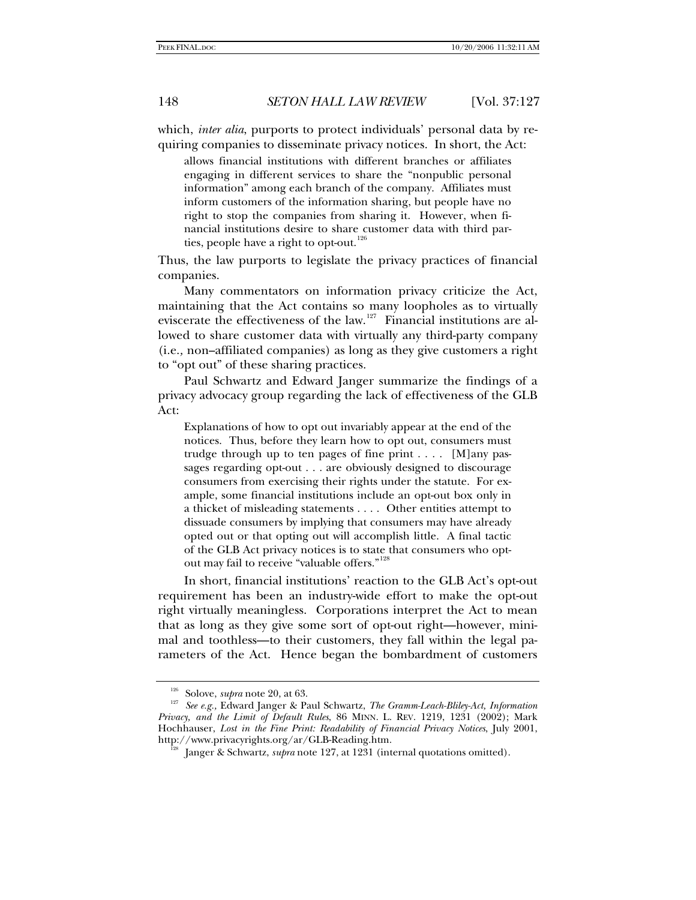which, *inter alia*, purports to protect individuals' personal data by requiring companies to disseminate privacy notices. In short, the Act:

> allows financial institutions with different branches or affiliates engaging in different services to share the "nonpublic personal information" among each branch of the company. Affiliates must inform customers of the information sharing, but people have no right to stop the companies from sharing it. However, when financial institutions desire to share customer data with third parties, people have a right to opt-out.[126]

Thus, the law purports to legislate the privacy practices of financial companies.

Many commentators on information privacy criticize the Act, maintaining that the Act contains so many loopholes as to virtually eviscerate the effectiveness of the law.[127] Financial institutions are allowed to share customer data with virtually any third-party company (i.e., non–affiliated companies) as long as they give customers a right to "opt out" of these sharing practices.

Paul Schwartz and Edward Janger summarize the findings of a privacy advocacy group regarding the lack of effectiveness of the GLB Act:

> Explanations of how to opt out invariably appear at the end of the notices. Thus, before they learn how to opt out, consumers must trudge through up to ten pages of fine print . . . . [M]any passages regarding opt-out . . . are obviously designed to discourage consumers from exercising their rights under the statute. For example, some financial institutions include an opt-out box only in a thicket of misleading statements . . . . Other entities attempt to dissuade consumers by implying that consumers may have already opted out or that opting out will accomplish little. A final tactic of the GLB Act privacy notices is to state that consumers who opt-out may fail to receive "valuable offers."[128]

In short, financial institutions' reaction to the GLB Act's opt-out requirement has been an industry-wide effort to make the opt-out right virtually meaningless. Corporations interpret the Act to mean that as long as they give some sort of opt-out right—however, minimal and toothless—to their customers, they fall within the legal parameters of the Act. Hence began the bombardment of customers

---

[126] Solove, *supra* note 20, at 63.

[127] *See e.g.*, Edward Janger & Paul Schwartz, *The Gramm-Leach-Bliley-Act, Information Privacy, and the Limit of Default Rules*, 86 MINN. L. REV. 1219, 1231 (2002); Mark Hochhauser, *Lost in the Fine Print: Readability of Financial Privacy Notices*, July 2001, http://www.privacyrights.org/ar/GLB-Reading.htm.

[128] Janger & Schwartz, *supra* note 127, at 1231 (internal quotations omitted).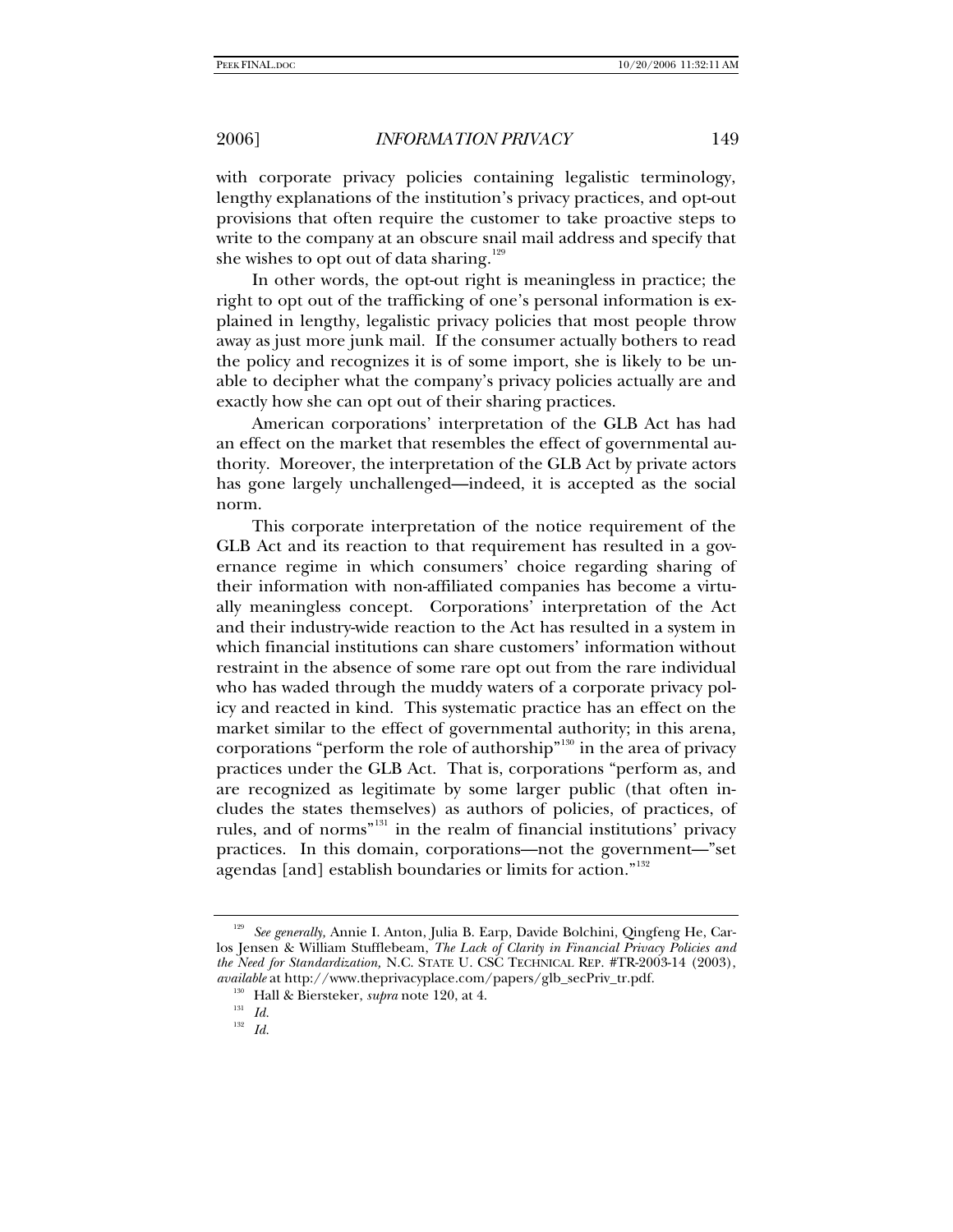with corporate privacy policies containing legalistic terminology, lengthy explanations of the institution's privacy practices, and opt-out provisions that often require the customer to take proactive steps to write to the company at an obscure snail mail address and specify that she wishes to opt out of data sharing.[129]

In other words, the opt-out right is meaningless in practice; the right to opt out of the trafficking of one's personal information is explained in lengthy, legalistic privacy policies that most people throw away as just more junk mail. If the consumer actually bothers to read the policy and recognizes it is of some import, she is likely to be unable to decipher what the company's privacy policies actually are and exactly how she can opt out of their sharing practices.

American corporations' interpretation of the GLB Act has had an effect on the market that resembles the effect of governmental authority. Moreover, the interpretation of the GLB Act by private actors has gone largely unchallenged—indeed, it is accepted as the social norm.

This corporate interpretation of the notice requirement of the GLB Act and its reaction to that requirement has resulted in a governance regime in which consumers' choice regarding sharing of their information with non-affiliated companies has become a virtually meaningless concept. Corporations' interpretation of the Act and their industry-wide reaction to the Act has resulted in a system in which financial institutions can share customers' information without restraint in the absence of some rare opt out from the rare individual who has waded through the muddy waters of a corporate privacy policy and reacted in kind. This systematic practice has an effect on the market similar to the effect of governmental authority; in this arena, corporations "perform the role of authorship"[130] in the area of privacy practices under the GLB Act. That is, corporations "perform as, and are recognized as legitimate by some larger public (that often includes the states themselves) as authors of policies, of practices, of rules, and of norms"[131] in the realm of financial institutions' privacy practices. In this domain, corporations—not the government—"set agendas [and] establish boundaries or limits for action."[132]

---

[129] *See generally,* Annie I. Anton, Julia B. Earp, Davide Bolchini, Qingfeng He, Carlos Jensen & William Stufflebeam, *The Lack of Clarity in Financial Privacy Policies and the Need for Standardization,* N.C. STATE U. CSC TECHNICAL REP. #TR-2003-14 (2003), *available* at http://www.theprivacyplace.com/papers/glb_secPriv_tr.pdf.

[130] Hall & Biersteker, *supra* note 120, at 4.

[131] *Id.*

[132] *Id.*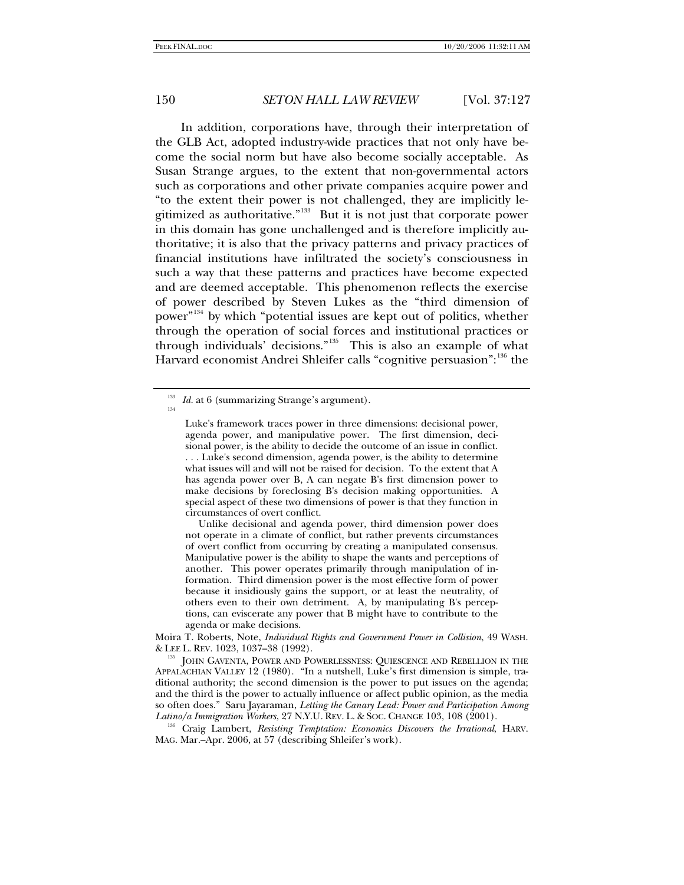In addition, corporations have, through their interpretation of the GLB Act, adopted industry-wide practices that not only have become the social norm but have also become socially acceptable. As Susan Strange argues, to the extent that non-governmental actors such as corporations and other private companies acquire power and "to the extent their power is not challenged, they are implicitly legitimized as authoritative."[133] But it is not just that corporate power in this domain has gone unchallenged and is therefore implicitly authoritative; it is also that the privacy patterns and privacy practices of financial institutions have infiltrated the society's consciousness in such a way that these patterns and practices have become expected and are deemed acceptable. This phenomenon reflects the exercise of power described by Steven Lukes as the "third dimension of power"[134] by which "potential issues are kept out of politics, whether through the operation of social forces and institutional practices or through individuals' decisions."[135] This is also an example of what Harvard economist Andrei Shleifer calls "cognitive persuasion":[136] the

---

[133] *Id.* at 6 (summarizing Strange's argument).

[134]

> Luke's framework traces power in three dimensions: decisional power, agenda power, and manipulative power. The first dimension, decisional power, is the ability to decide the outcome of an issue in conflict. . . . Luke's second dimension, agenda power, is the ability to determine what issues will and will not be raised for decision. To the extent that A has agenda power over B, A can negate B's first dimension power to make decisions by foreclosing B's decision making opportunities. A special aspect of these two dimensions of power is that they function in circumstances of overt conflict.
>
> Unlike decisional and agenda power, third dimension power does not operate in a climate of conflict, but rather prevents circumstances of overt conflict from occurring by creating a manipulated consensus. Manipulative power is the ability to shape the wants and perceptions of another. This power operates primarily through manipulation of information. Third dimension power is the most effective form of power because it insidiously gains the support, or at least the neutrality, of others even to their own detriment. A, by manipulating B's perceptions, can eviscerate any power that B might have to contribute to the agenda or make decisions.

Moira T. Roberts, Note, *Individual Rights and Government Power in Collision*, 49 WASH. & LEE L. REV. 1023, 1037–38 (1992).

[135] JOHN GAVENTA, POWER AND POWERLESSNESS: QUIESCENCE AND REBELLION IN THE APPALACHIAN VALLEY 12 (1980). "In a nutshell, Luke's first dimension is simple, traditional authority; the second dimension is the power to put issues on the agenda; and the third is the power to actually influence or affect public opinion, as the media so often does." Saru Jayaraman, *Letting the Canary Lead: Power and Participation Among Latino/a Immigration Workers*, 27 N.Y.U. REV. L. & SOC. CHANGE 103, 108 (2001).

[136] Craig Lambert, *Resisting Temptation: Economics Discovers the Irrational*, HARV. MAG. Mar.–Apr. 2006, at 57 (describing Shleifer's work).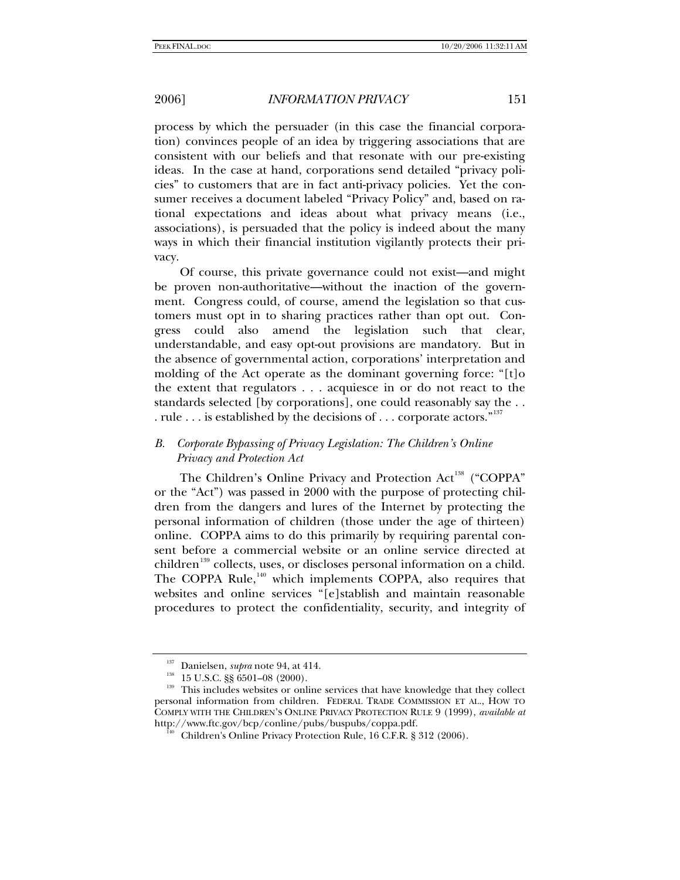process by which the persuader (in this case the financial corporation) convinces people of an idea by triggering associations that are consistent with our beliefs and that resonate with our pre-existing ideas. In the case at hand, corporations send detailed "privacy policies" to customers that are in fact anti-privacy policies. Yet the consumer receives a document labeled "Privacy Policy" and, based on rational expectations and ideas about what privacy means (i.e., associations), is persuaded that the policy is indeed about the many ways in which their financial institution vigilantly protects their privacy.

Of course, this private governance could not exist—and might be proven non-authoritative—without the inaction of the government. Congress could, of course, amend the legislation so that customers must opt in to sharing practices rather than opt out. Congress could also amend the legislation such that clear, understandable, and easy opt-out provisions are mandatory. But in the absence of governmental action, corporations' interpretation and molding of the Act operate as the dominant governing force: "[t]o the extent that regulators . . . acquiesce in or do not react to the standards selected [by corporations], one could reasonably say the . . . rule . . . is established by the decisions of . . . corporate actors."[137]

### B. *Corporate Bypassing of Privacy Legislation: The Children's Online Privacy and Protection Act*

The Children's Online Privacy and Protection Act[138] ("COPPA" or the "Act") was passed in 2000 with the purpose of protecting children from the dangers and lures of the Internet by protecting the personal information of children (those under the age of thirteen) online. COPPA aims to do this primarily by requiring parental consent before a commercial website or an online service directed at children[139] collects, uses, or discloses personal information on a child. The COPPA Rule,[140] which implements COPPA, also requires that websites and online services "[e]stablish and maintain reasonable procedures to protect the confidentiality, security, and integrity of

---

[137] Danielsen, *supra* note 94, at 414.

[138] 15 U.S.C. §§ 6501–08 (2000).

[139] This includes websites or online services that have knowledge that they collect personal information from children. FEDERAL TRADE COMMISSION ET AL., HOW TO COMPLY WITH THE CHILDREN'S ONLINE PRIVACY PROTECTION RULE 9 (1999), *available at* http://www.ftc.gov/bcp/conline/pubs/buspubs/coppa.pdf.

[140] Children's Online Privacy Protection Rule, 16 C.F.R. § 312 (2006).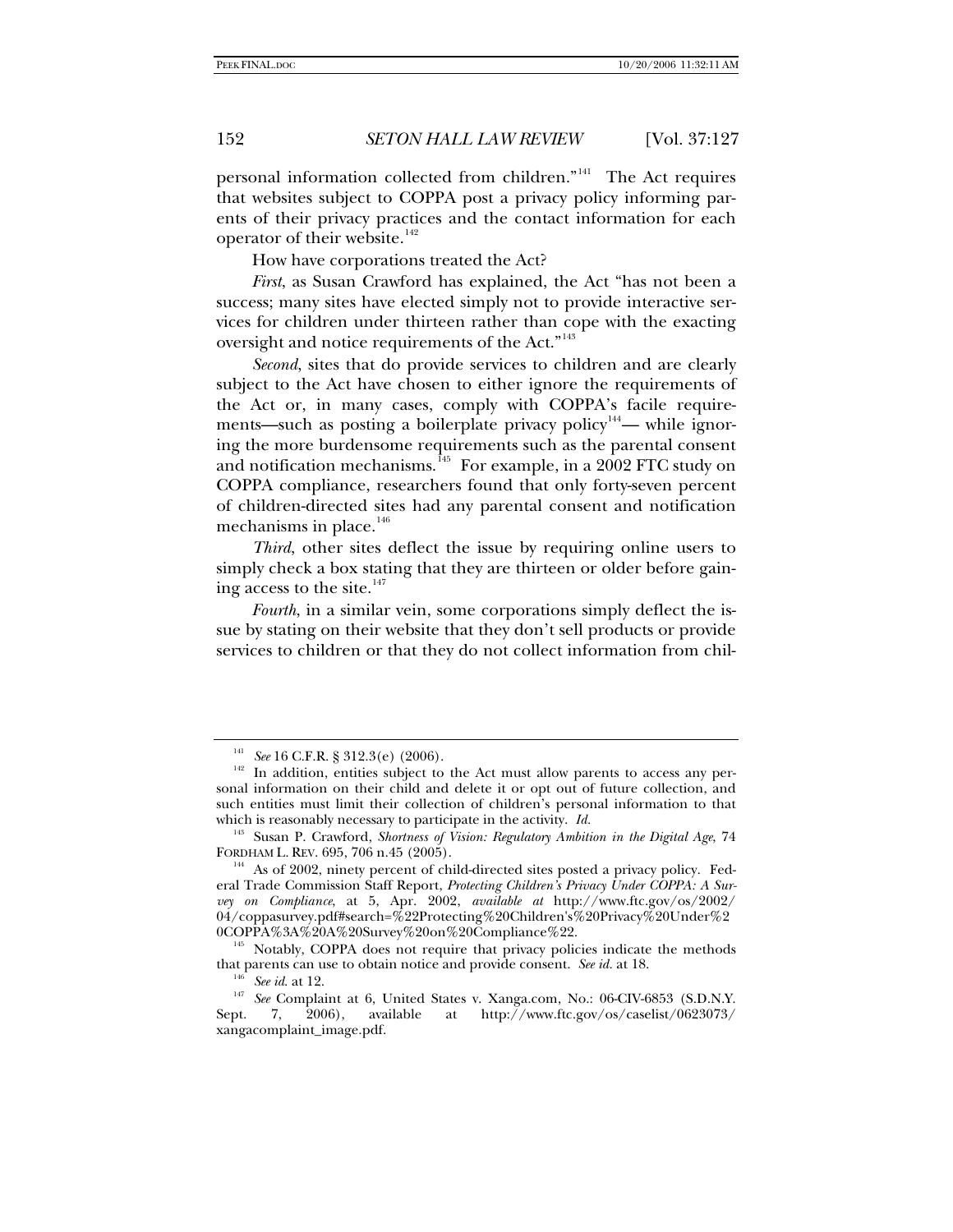personal information collected from children."[141] The Act requires that websites subject to COPPA post a privacy policy informing parents of their privacy practices and the contact information for each operator of their website.[142]

How have corporations treated the Act?

*First*, as Susan Crawford has explained, the Act "has not been a success; many sites have elected simply not to provide interactive services for children under thirteen rather than cope with the exacting oversight and notice requirements of the Act."[143]

*Second*, sites that do provide services to children and are clearly subject to the Act have chosen to either ignore the requirements of the Act or, in many cases, comply with COPPA's facile requirements—such as posting a boilerplate privacy policy[144]— while ignoring the more burdensome requirements such as the parental consent and notification mechanisms.[145] For example, in a 2002 FTC study on COPPA compliance, researchers found that only forty-seven percent of children-directed sites had any parental consent and notification mechanisms in place.[146]

*Third*, other sites deflect the issue by requiring online users to simply check a box stating that they are thirteen or older before gaining access to the site.[147]

*Fourth*, in a similar vein, some corporations simply deflect the issue by stating on their website that they don't sell products or provide services to children or that they do not collect information from chil-

---

[141] *See* 16 C.F.R. § 312.3(e) (2006).

[142] In addition, entities subject to the Act must allow parents to access any personal information on their child and delete it or opt out of future collection, and such entities must limit their collection of children's personal information to that which is reasonably necessary to participate in the activity. *Id.*

[143] Susan P. Crawford, *Shortness of Vision: Regulatory Ambition in the Digital Age*, 74 FORDHAM L. REV. 695, 706 n.45 (2005).

[144] As of 2002, ninety percent of child-directed sites posted a privacy policy. Federal Trade Commission Staff Report, *Protecting Children's Privacy Under COPPA: A Survey on Compliance*, at 5, Apr. 2002, *available at* http://www.ftc.gov/os/2002/04/coppasurvey.pdf#search=%22Protecting%20Children's%20Privacy%20Under%20COPPA%3A%20A%20Survey%20on%20Compliance%22.

[145] Notably, COPPA does not require that privacy policies indicate the methods that parents can use to obtain notice and provide consent. *See id.* at 18.

[146] *See id.* at 12.

[147] *See* Complaint at 6, United States v. Xanga.com, No.: 06-CIV-6853 (S.D.N.Y. Sept. 7, 2006), available at http://www.ftc.gov/os/caselist/0623073/xangacomplaint_image.pdf.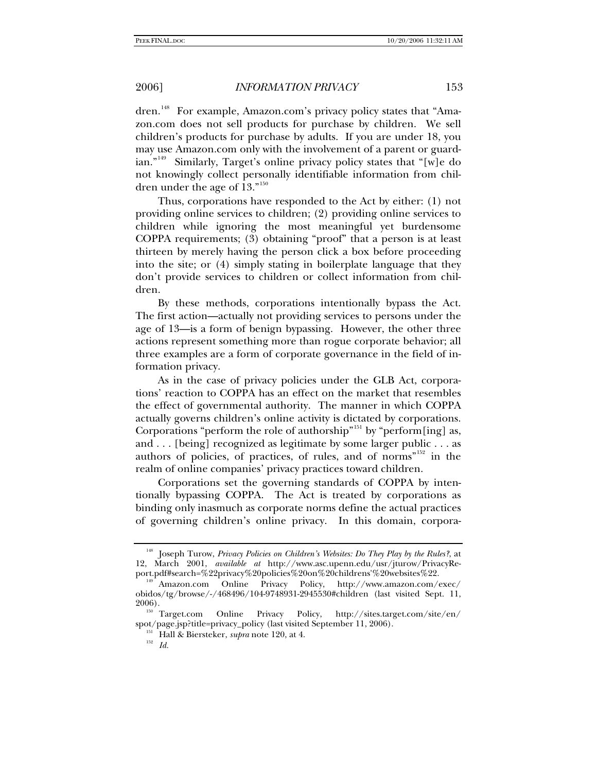dren.[148] For example, Amazon.com's privacy policy states that "Amazon.com does not sell products for purchase by children. We sell children's products for purchase by adults. If you are under 18, you may use Amazon.com only with the involvement of a parent or guardian."[149] Similarly, Target's online privacy policy states that "[w]e do not knowingly collect personally identifiable information from children under the age of 13."[150]

Thus, corporations have responded to the Act by either: (1) not providing online services to children; (2) providing online services to children while ignoring the most meaningful yet burdensome COPPA requirements; (3) obtaining "proof" that a person is at least thirteen by merely having the person click a box before proceeding into the site; or (4) simply stating in boilerplate language that they don't provide services to children or collect information from children.

By these methods, corporations intentionally bypass the Act. The first action—actually not providing services to persons under the age of 13—is a form of benign bypassing. However, the other three actions represent something more than rogue corporate behavior; all three examples are a form of corporate governance in the field of information privacy.

As in the case of privacy policies under the GLB Act, corporations' reaction to COPPA has an effect on the market that resembles the effect of governmental authority. The manner in which COPPA actually governs children's online activity is dictated by corporations. Corporations "perform the role of authorship"[151] by "perform[ing] as, and . . . [being] recognized as legitimate by some larger public . . . as authors of policies, of practices, of rules, and of norms"[152] in the realm of online companies' privacy practices toward children.

Corporations set the governing standards of COPPA by intentionally bypassing COPPA. The Act is treated by corporations as binding only inasmuch as corporate norms define the actual practices of governing children's online privacy. In this domain, corpora-

---

[148] Joseph Turow, *Privacy Policies on Children's Websites: Do They Play by the Rules?*, at 12, March 2001, *available at* http://www.asc.upenn.edu/usr/jturow/PrivacyReport.pdf#search=%22privacy%20policies%20on%20childrens'%20websites%22.

[149] Amazon.com Online Privacy Policy, http://www.amazon.com/exec/obidos/tg/browse/-/468496/104-9748931-2945530#children (last visited Sept. 11, 2006).

[150] Target.com Online Privacy Policy, http://sites.target.com/site/en/spot/page.jsp?title=privacy_policy (last visited September 11, 2006).

[151] Hall & Biersteker, *supra* note 120, at 4.

[152] *Id.*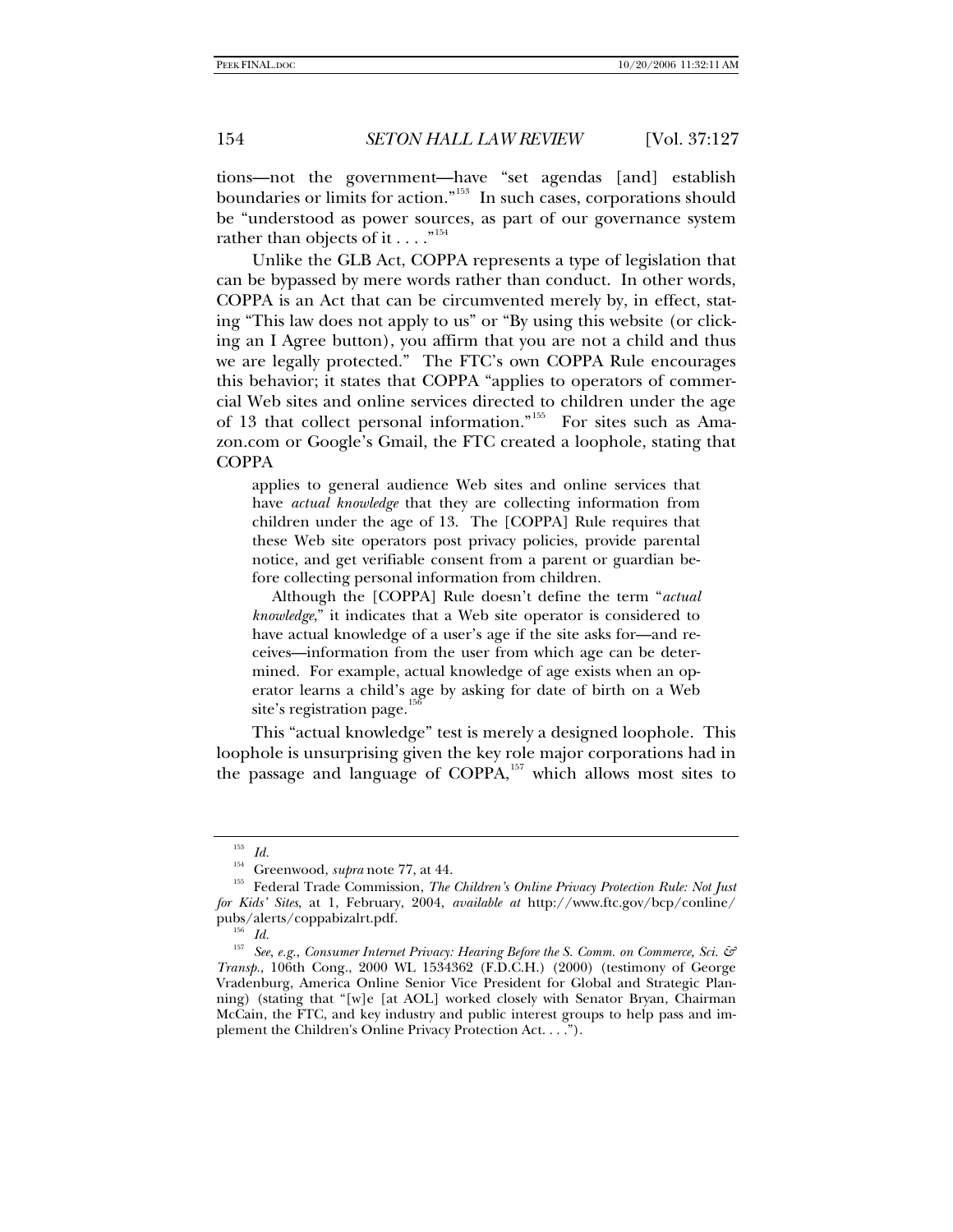tions—not the government—have "set agendas [and] establish boundaries or limits for action."[153] In such cases, corporations should be "understood as power sources, as part of our governance system rather than objects of it . . . ."[154]

Unlike the GLB Act, COPPA represents a type of legislation that can be bypassed by mere words rather than conduct. In other words, COPPA is an Act that can be circumvented merely by, in effect, stating "This law does not apply to us" or "By using this website (or clicking an I Agree button), you affirm that you are not a child and thus we are legally protected." The FTC's own COPPA Rule encourages this behavior; it states that COPPA "applies to operators of commercial Web sites and online services directed to children under the age of 13 that collect personal information."[155] For sites such as Amazon.com or Google's Gmail, the FTC created a loophole, stating that COPPA

> applies to general audience Web sites and online services that have *actual knowledge* that they are collecting information from children under the age of 13. The [COPPA] Rule requires that these Web site operators post privacy policies, provide parental notice, and get verifiable consent from a parent or guardian before collecting personal information from children.
>
> Although the [COPPA] Rule doesn't define the term "*actual knowledge*," it indicates that a Web site operator is considered to have actual knowledge of a user's age if the site asks for—and receives—information from the user from which age can be determined. For example, actual knowledge of age exists when an operator learns a child's age by asking for date of birth on a Web site's registration page.[156]

This "actual knowledge" test is merely a designed loophole. This loophole is unsurprising given the key role major corporations had in the passage and language of COPPA,[157] which allows most sites to

---

[153] *Id.*

[154] Greenwood, *supra* note 77, at 44.

[155] Federal Trade Commission, *The Children's Online Privacy Protection Rule: Not Just for Kids' Sites*, at 1, February, 2004, *available at* http://www.ftc.gov/bcp/conline/pubs/alerts/coppabizalrt.pdf.

[156] *Id.*

[157] *See, e.g.*, *Consumer Internet Privacy: Hearing Before the S. Comm. on Commerce, Sci. & Transp.*, 106th Cong., 2000 WL 1534362 (F.D.C.H.) (2000) (testimony of George Vradenburg, America Online Senior Vice President for Global and Strategic Planning) (stating that "[w]e [at AOL] worked closely with Senator Bryan, Chairman McCain, the FTC, and key industry and public interest groups to help pass and implement the Children's Online Privacy Protection Act. . . .").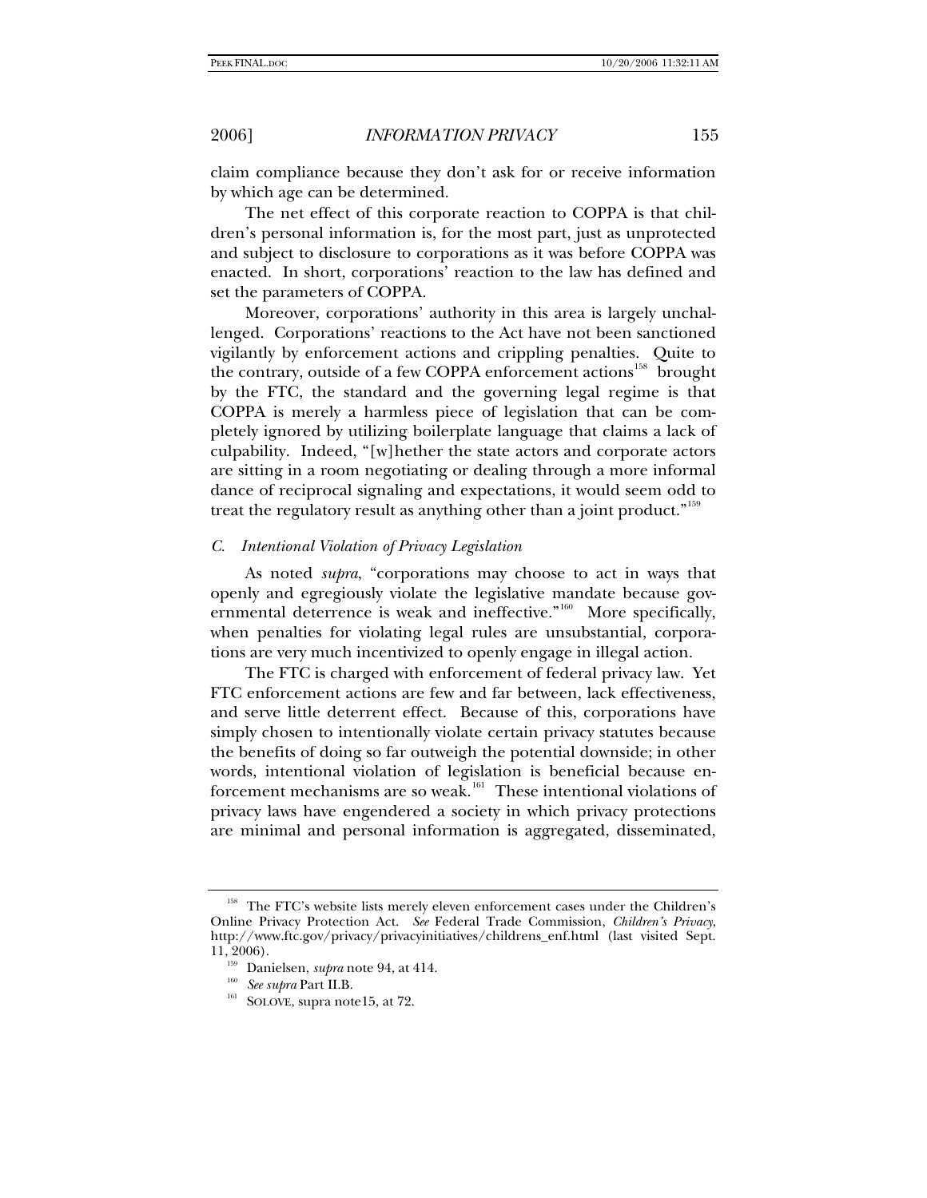claim compliance because they don't ask for or receive information by which age can be determined.

The net effect of this corporate reaction to COPPA is that children's personal information is, for the most part, just as unprotected and subject to disclosure to corporations as it was before COPPA was enacted. In short, corporations' reaction to the law has defined and set the parameters of COPPA.

Moreover, corporations' authority in this area is largely unchallenged. Corporations' reactions to the Act have not been sanctioned vigilantly by enforcement actions and crippling penalties. Quite to the contrary, outside of a few COPPA enforcement actions[158] brought by the FTC, the standard and the governing legal regime is that COPPA is merely a harmless piece of legislation that can be completely ignored by utilizing boilerplate language that claims a lack of culpability. Indeed, "[w]hether the state actors and corporate actors are sitting in a room negotiating or dealing through a more informal dance of reciprocal signaling and expectations, it would seem odd to treat the regulatory result as anything other than a joint product."[159]

### *C. Intentional Violation of Privacy Legislation*

As noted *supra*, "corporations may choose to act in ways that openly and egregiously violate the legislative mandate because governmental deterrence is weak and ineffective."[160] More specifically, when penalties for violating legal rules are unsubstantial, corporations are very much incentivized to openly engage in illegal action.

The FTC is charged with enforcement of federal privacy law. Yet FTC enforcement actions are few and far between, lack effectiveness, and serve little deterrent effect. Because of this, corporations have simply chosen to intentionally violate certain privacy statutes because the benefits of doing so far outweigh the potential downside; in other words, intentional violation of legislation is beneficial because enforcement mechanisms are so weak.[161] These intentional violations of privacy laws have engendered a society in which privacy protections are minimal and personal information is aggregated, disseminated,

---

[158] The FTC's website lists merely eleven enforcement cases under the Children's Online Privacy Protection Act. *See* Federal Trade Commission, *Children's Privacy*, http://www.ftc.gov/privacy/privacyinitiatives/childrens_enf.html (last visited Sept. 11, 2006).

[159] Danielsen, *supra* note 94, at 414.

[160] *See supra* Part II.B.

[161] SOLOVE, supra note15, at 72.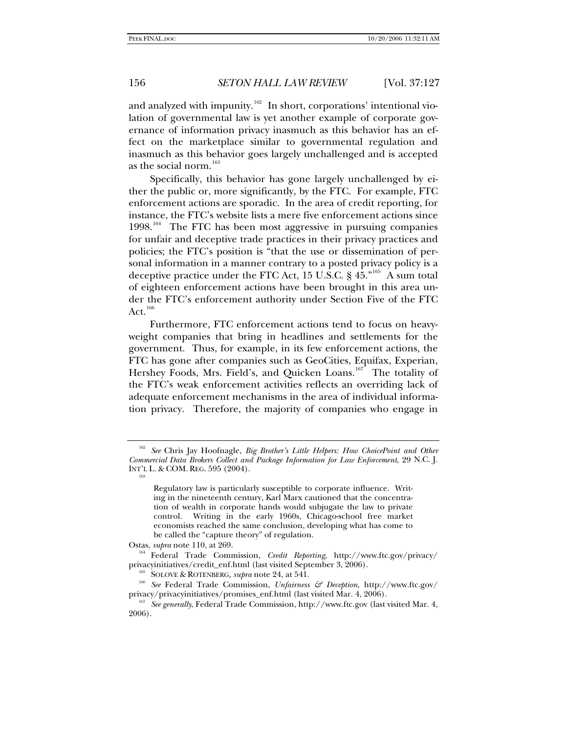and analyzed with impunity.[162] In short, corporations' intentional violation of governmental law is yet another example of corporate governance of information privacy inasmuch as this behavior has an effect on the marketplace similar to governmental regulation and inasmuch as this behavior goes largely unchallenged and is accepted as the social norm.[163]

Specifically, this behavior has gone largely unchallenged by either the public or, more significantly, by the FTC. For example, FTC enforcement actions are sporadic. In the area of credit reporting, for instance, the FTC's website lists a mere five enforcement actions since 1998.[164] The FTC has been most aggressive in pursuing companies for unfair and deceptive trade practices in their privacy practices and policies; the FTC's position is "that the use or dissemination of personal information in a manner contrary to a posted privacy policy is a deceptive practice under the FTC Act, 15 U.S.C. § 45."[165] A sum total of eighteen enforcement actions have been brought in this area under the FTC's enforcement authority under Section Five of the FTC Act.[166]

Furthermore, FTC enforcement actions tend to focus on heavyweight companies that bring in headlines and settlements for the government. Thus, for example, in its few enforcement actions, the FTC has gone after companies such as GeoCities, Equifax, Experian, Hershey Foods, Mrs. Field's, and Quicken Loans.[167] The totality of the FTC's weak enforcement activities reflects an overriding lack of adequate enforcement mechanisms in the area of individual information privacy. Therefore, the majority of companies who engage in

---

[162] *See* Chris Jay Hoofnagle, *Big Brother's Little Helpers: How ChoicePoint and Other Commercial Data Brokers Collect and Package Information for Law Enforcement*, 29 N.C. J. INT'L L. & COM. REG. 595 (2004).

[163]

> Regulatory law is particularly susceptible to corporate influence. Writing in the nineteenth century, Karl Marx cautioned that the concentration of wealth in corporate hands would subjugate the law to private control. Writing in the early 1960s, Chicago-school free market economists reached the same conclusion, developing what has come to be called the "capture theory" of regulation.

Ostas, *supra* note 110, at 269.

[164] Federal Trade Commission, *Credit Reporting*, http://www.ftc.gov/privacy/privacyinitiatives/credit_enf.html (last visited September 3, 2006).

[165] SOLOVE & ROTENBERG, *supra* note 24, at 541.

[166] *See* Federal Trade Commission, *Unfairness & Deception*, http://www.ftc.gov/privacy/privacyinitiatives/promises_enf.html (last visited Mar. 4, 2006).

[167] *See generally*, Federal Trade Commission, http://www.ftc.gov (last visited Mar. 4, 2006).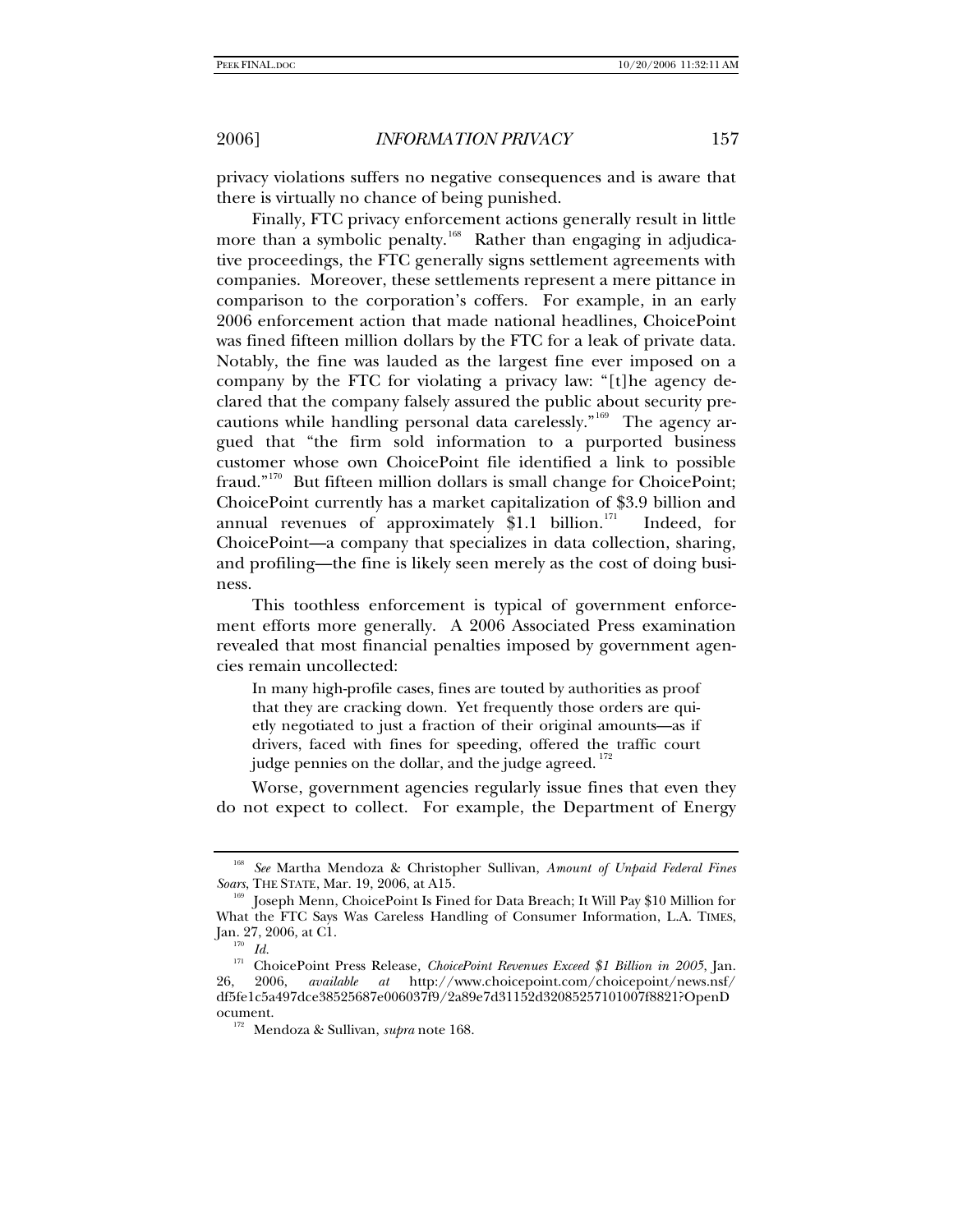privacy violations suffers no negative consequences and is aware that there is virtually no chance of being punished.

Finally, FTC privacy enforcement actions generally result in little more than a symbolic penalty.[168] Rather than engaging in adjudicative proceedings, the FTC generally signs settlement agreements with companies. Moreover, these settlements represent a mere pittance in comparison to the corporation's coffers. For example, in an early 2006 enforcement action that made national headlines, ChoicePoint was fined fifteen million dollars by the FTC for a leak of private data. Notably, the fine was lauded as the largest fine ever imposed on a company by the FTC for violating a privacy law: "[t]he agency declared that the company falsely assured the public about security precautions while handling personal data carelessly."[169] The agency argued that "the firm sold information to a purported business customer whose own ChoicePoint file identified a link to possible fraud."[170] But fifteen million dollars is small change for ChoicePoint; ChoicePoint currently has a market capitalization of $3.9 billion and annual revenues of approximately $1.1 billion.[171] Indeed, for ChoicePoint—a company that specializes in data collection, sharing, and profiling—the fine is likely seen merely as the cost of doing business.

This toothless enforcement is typical of government enforcement efforts more generally. A 2006 Associated Press examination revealed that most financial penalties imposed by government agencies remain uncollected:

> In many high-profile cases, fines are touted by authorities as proof that they are cracking down. Yet frequently those orders are quietly negotiated to just a fraction of their original amounts—as if drivers, faced with fines for speeding, offered the traffic court judge pennies on the dollar, and the judge agreed.[172]

Worse, government agencies regularly issue fines that even they do not expect to collect. For example, the Department of Energy

---

[168] *See* Martha Mendoza & Christopher Sullivan, *Amount of Unpaid Federal Fines Soars*, THE STATE, Mar. 19, 2006, at A15.

[169] Joseph Menn, ChoicePoint Is Fined for Data Breach; It Will Pay $10 Million for What the FTC Says Was Careless Handling of Consumer Information, L.A. TIMES, Jan. 27, 2006, at C1.

[170] *Id.*

[171] ChoicePoint Press Release, *ChoicePoint Revenues Exceed $1 Billion in 2005*, Jan. 26, 2006, *available at* http://www.choicepoint.com/choicepoint/news.nsf/df5fe1c5a497dce38525687e006037f9/2a89e7d31152d32085257101007f8821?OpenDocument.

[172] Mendoza & Sullivan, *supra* note 168.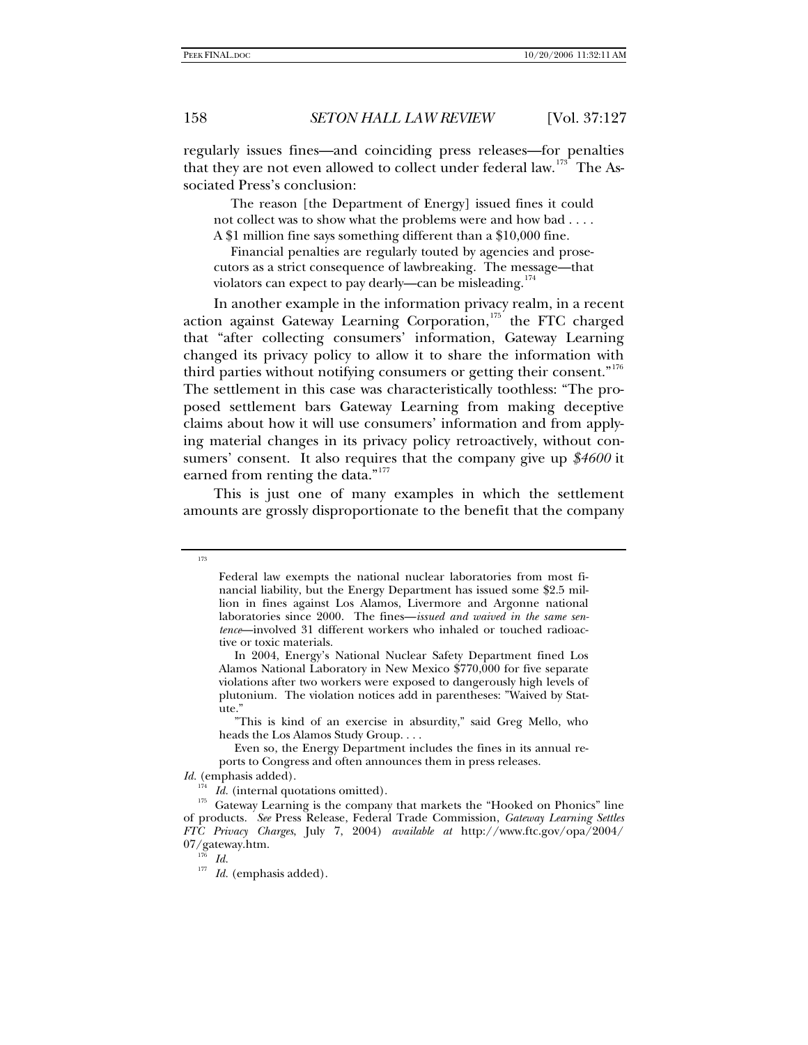regularly issues fines—and coinciding press releases—for penalties that they are not even allowed to collect under federal law.[173] The Associated Press's conclusion:

> The reason [the Department of Energy] issued fines it could not collect was to show what the problems were and how bad . . . . A $1 million fine says something different than a $10,000 fine.
>
> Financial penalties are regularly touted by agencies and prosecutors as a strict consequence of lawbreaking. The message—that violators can expect to pay dearly—can be misleading.[174]

In another example in the information privacy realm, in a recent action against Gateway Learning Corporation,[175] the FTC charged that "after collecting consumers' information, Gateway Learning changed its privacy policy to allow it to share the information with third parties without notifying consumers or getting their consent."[176] The settlement in this case was characteristically toothless: "The proposed settlement bars Gateway Learning from making deceptive claims about how it will use consumers' information and from applying material changes in its privacy policy retroactively, without consumers' consent. It also requires that the company give up *$4600* it earned from renting the data."[177]

This is just one of many examples in which the settlement amounts are grossly disproportionate to the benefit that the company

---

[173]

> Federal law exempts the national nuclear laboratories from most financial liability, but the Energy Department has issued some $2.5 million in fines against Los Alamos, Livermore and Argonne national laboratories since 2000. The fines—*issued and waived in the same sentence*—involved 31 different workers who inhaled or touched radioactive or toxic materials.
>
> In 2004, Energy's National Nuclear Safety Department fined Los Alamos National Laboratory in New Mexico $770,000 for five separate violations after two workers were exposed to dangerously high levels of plutonium. The violation notices add in parentheses: "Waived by Statute."
>
> "This is kind of an exercise in absurdity," said Greg Mello, who heads the Los Alamos Study Group. . . .
>
> Even so, the Energy Department includes the fines in its annual reports to Congress and often announces them in press releases.

*Id.* (emphasis added).

[174] *Id.* (internal quotations omitted).

[175] Gateway Learning is the company that markets the "Hooked on Phonics" line of products. *See* Press Release, Federal Trade Commission, *Gateway Learning Settles FTC Privacy Charges*, July 7, 2004) *available at* http://www.ftc.gov/opa/2004/07/gateway.htm.

[176] *Id.*

[177] *Id.* (emphasis added).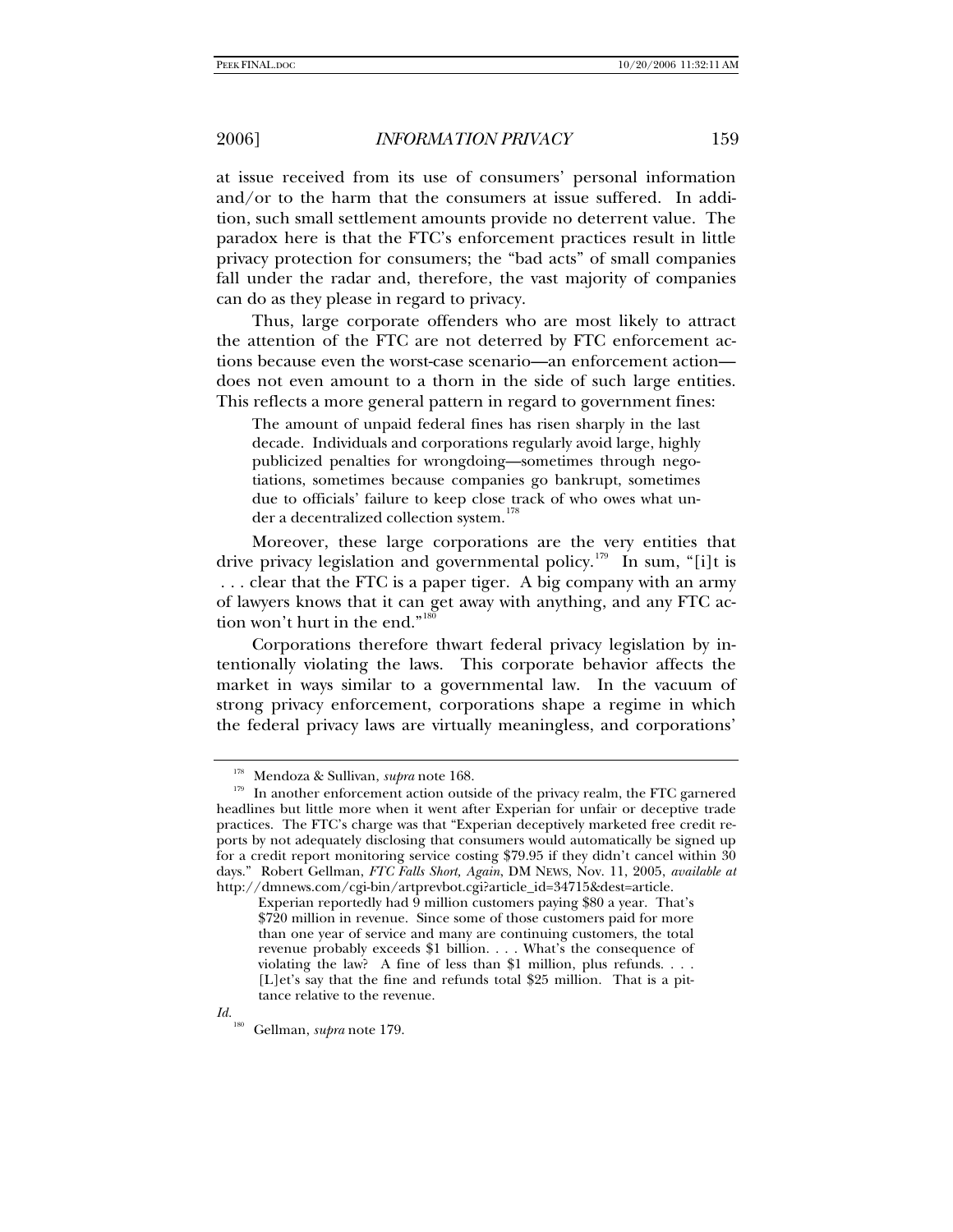at issue received from its use of consumers' personal information and/or to the harm that the consumers at issue suffered. In addition, such small settlement amounts provide no deterrent value. The paradox here is that the FTC's enforcement practices result in little privacy protection for consumers; the "bad acts" of small companies fall under the radar and, therefore, the vast majority of companies can do as they please in regard to privacy.

Thus, large corporate offenders who are most likely to attract the attention of the FTC are not deterred by FTC enforcement actions because even the worst-case scenario—an enforcement action—does not even amount to a thorn in the side of such large entities. This reflects a more general pattern in regard to government fines:

> The amount of unpaid federal fines has risen sharply in the last decade. Individuals and corporations regularly avoid large, highly publicized penalties for wrongdoing—sometimes through negotiations, sometimes because companies go bankrupt, sometimes due to officials' failure to keep close track of who owes what under a decentralized collection system.[178]

Moreover, these large corporations are the very entities that drive privacy legislation and governmental policy.[179] In sum, "[i]t is . . . clear that the FTC is a paper tiger. A big company with an army of lawyers knows that it can get away with anything, and any FTC action won't hurt in the end."[180]

Corporations therefore thwart federal privacy legislation by intentionally violating the laws. This corporate behavior affects the market in ways similar to a governmental law. In the vacuum of strong privacy enforcement, corporations shape a regime in which the federal privacy laws are virtually meaningless, and corporations'

---

[178] Mendoza & Sullivan, *supra* note 168.

[179] In another enforcement action outside of the privacy realm, the FTC garnered headlines but little more when it went after Experian for unfair or deceptive trade practices. The FTC's charge was that "Experian deceptively marketed free credit reports by not adequately disclosing that consumers would automatically be signed up for a credit report monitoring service costing $79.95 if they didn't cancel within 30 days." Robert Gellman, *FTC Falls Short, Again*, DM NEWS, Nov. 11, 2005, *available at* http://dmnews.com/cgi-bin/artprevbot.cgi?article_id=34715&dest=article.

> Experian reportedly had 9 million customers paying $80 a year. That's $720 million in revenue. Since some of those customers paid for more than one year of service and many are continuing customers, the total revenue probably exceeds $1 billion. . . . What's the consequence of violating the law? A fine of less than $1 million, plus refunds. . . . [L]et's say that the fine and refunds total $25 million. That is a pittance relative to the revenue.

*Id.*

[180] Gellman, *supra* note 179.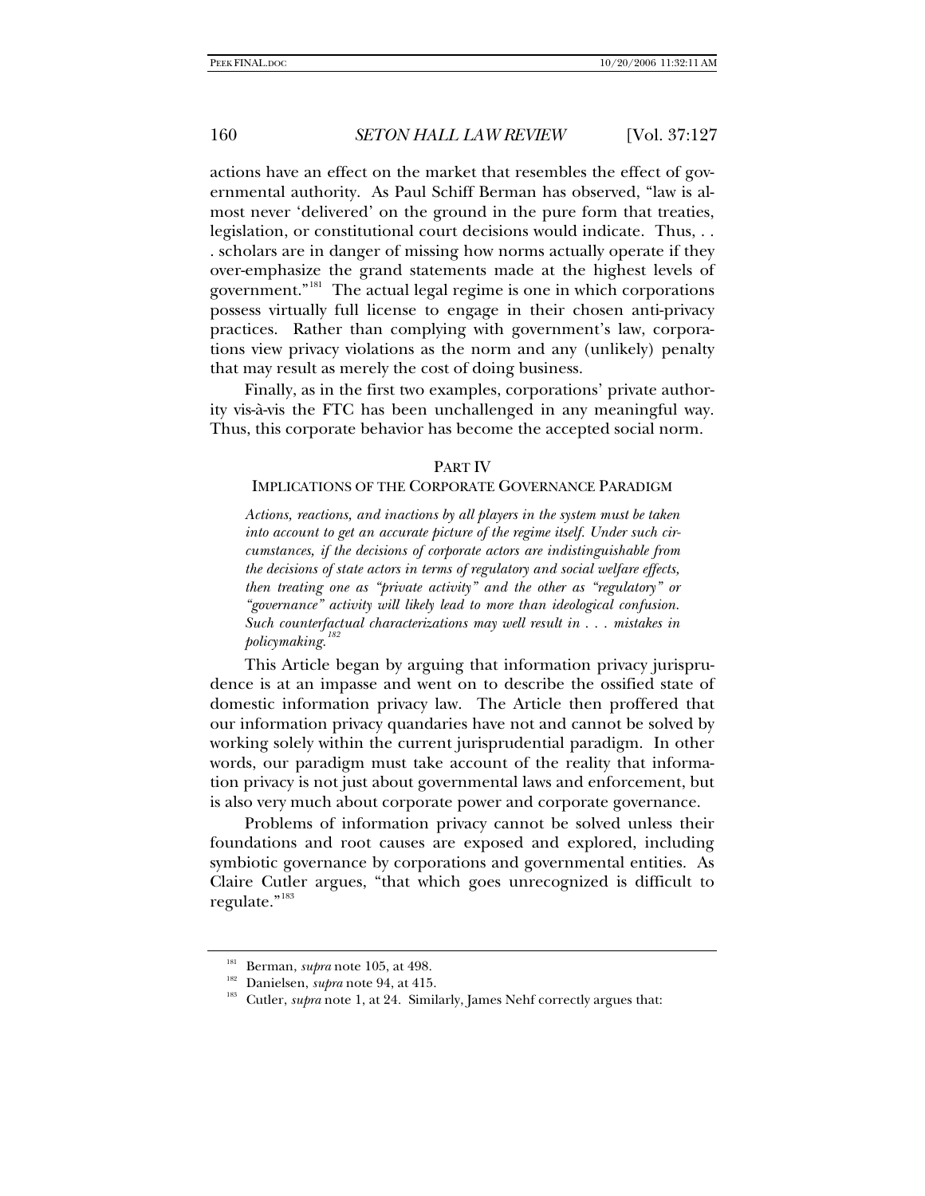actions have an effect on the market that resembles the effect of governmental authority. As Paul Schiff Berman has observed, "law is almost never 'delivered' on the ground in the pure form that treaties, legislation, or constitutional court decisions would indicate. Thus, . . . scholars are in danger of missing how norms actually operate if they over-emphasize the grand statements made at the highest levels of government."[181] The actual legal regime is one in which corporations possess virtually full license to engage in their chosen anti-privacy practices. Rather than complying with government's law, corporations view privacy violations as the norm and any (unlikely) penalty that may result as merely the cost of doing business.

Finally, as in the first two examples, corporations' private authority vis-à-vis the FTC has been unchallenged in any meaningful way. Thus, this corporate behavior has become the accepted social norm.

## PART IV

### IMPLICATIONS OF THE CORPORATE GOVERNANCE PARADIGM

> *Actions, reactions, and inactions by all players in the system must be taken into account to get an accurate picture of the regime itself. Under such circumstances, if the decisions of corporate actors are indistinguishable from the decisions of state actors in terms of regulatory and social welfare effects, then treating one as "private activity" and the other as "regulatory" or "governance" activity will likely lead to more than ideological confusion. Such counterfactual characterizations may well result in . . . mistakes in policymaking.*[182]

This Article began by arguing that information privacy jurisprudence is at an impasse and went on to describe the ossified state of domestic information privacy law. The Article then proffered that our information privacy quandaries have not and cannot be solved by working solely within the current jurisprudential paradigm. In other words, our paradigm must take account of the reality that information privacy is not just about governmental laws and enforcement, but is also very much about corporate power and corporate governance.

Problems of information privacy cannot be solved unless their foundations and root causes are exposed and explored, including symbiotic governance by corporations and governmental entities. As Claire Cutler argues, "that which goes unrecognized is difficult to regulate."[183]

---

[181] Berman, *supra* note 105, at 498.

[182] Danielsen, *supra* note 94, at 415.

[183] Cutler, *supra* note 1, at 24. Similarly, James Nehf correctly argues that: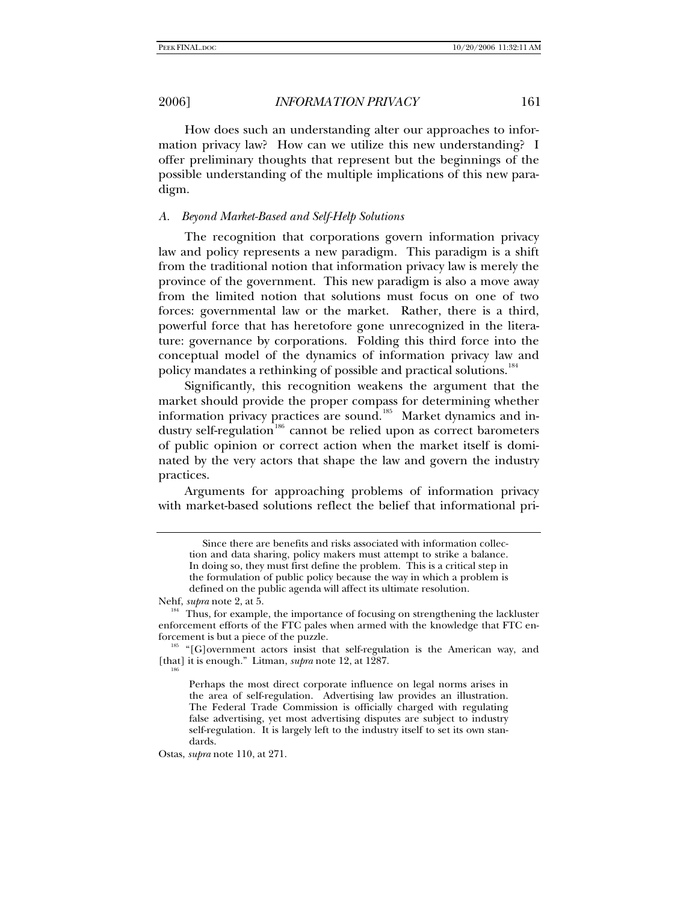How does such an understanding alter our approaches to information privacy law? How can we utilize this new understanding? I offer preliminary thoughts that represent but the beginnings of the possible understanding of the multiple implications of this new paradigm.

### *A. Beyond Market-Based and Self-Help Solutions*

The recognition that corporations govern information privacy law and policy represents a new paradigm. This paradigm is a shift from the traditional notion that information privacy law is merely the province of the government. This new paradigm is also a move away from the limited notion that solutions must focus on one of two forces: governmental law or the market. Rather, there is a third, powerful force that has heretofore gone unrecognized in the literature: governance by corporations. Folding this third force into the conceptual model of the dynamics of information privacy law and policy mandates a rethinking of possible and practical solutions.[184]

Significantly, this recognition weakens the argument that the market should provide the proper compass for determining whether information privacy practices are sound.[185] Market dynamics and industry self-regulation[186] cannot be relied upon as correct barometers of public opinion or correct action when the market itself is dominated by the very actors that shape the law and govern the industry practices.

Arguments for approaching problems of information privacy with market-based solutions reflect the belief that informational pri-

---

> Since there are benefits and risks associated with information collection and data sharing, policy makers must attempt to strike a balance. In doing so, they must first define the problem. This is a critical step in the formulation of public policy because the way in which a problem is defined on the public agenda will affect its ultimate resolution.

Nehf, *supra* note 2, at 5.

[184] Thus, for example, the importance of focusing on strengthening the lackluster enforcement efforts of the FTC pales when armed with the knowledge that FTC enforcement is but a piece of the puzzle.

[185] "[G]overnment actors insist that self-regulation is the American way, and [that] it is enough." Litman, *supra* note 12, at 1287.

[186]

> Perhaps the most direct corporate influence on legal norms arises in the area of self-regulation. Advertising law provides an illustration. The Federal Trade Commission is officially charged with regulating false advertising, yet most advertising disputes are subject to industry self-regulation. It is largely left to the industry itself to set its own standards.

Ostas, *supra* note 110, at 271.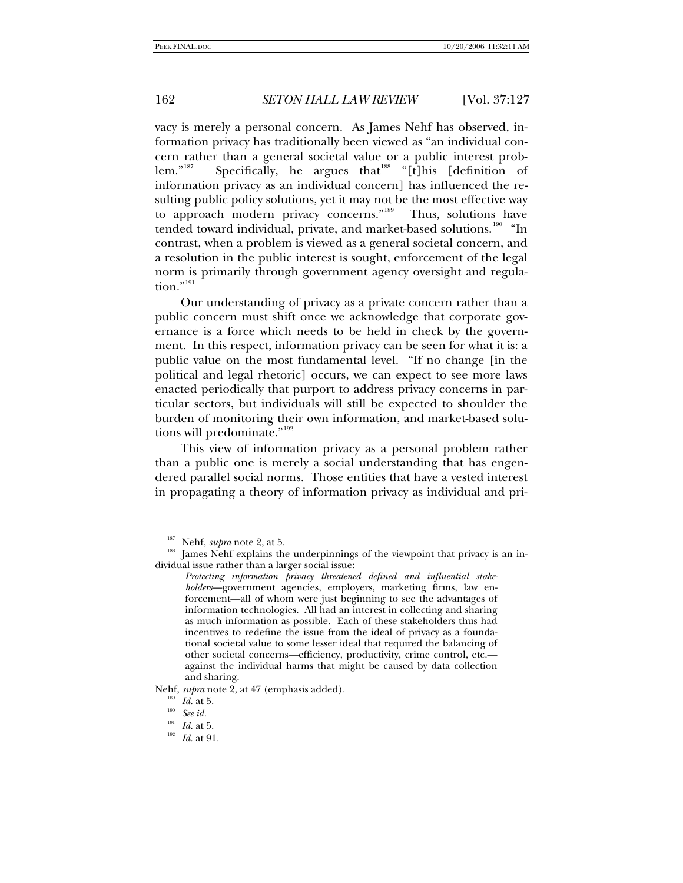vacy is merely a personal concern. As James Nehf has observed, information privacy has traditionally been viewed as "an individual concern rather than a general societal value or a public interest problem."[187] Specifically, he argues that[188] "[t]his [definition of information privacy as an individual concern] has influenced the resulting public policy solutions, yet it may not be the most effective way to approach modern privacy concerns."[189] Thus, solutions have tended toward individual, private, and market-based solutions.[190] "In contrast, when a problem is viewed as a general societal concern, and a resolution in the public interest is sought, enforcement of the legal norm is primarily through government agency oversight and regulation."[191]

Our understanding of privacy as a private concern rather than a public concern must shift once we acknowledge that corporate governance is a force which needs to be held in check by the government. In this respect, information privacy can be seen for what it is: a public value on the most fundamental level. "If no change [in the political and legal rhetoric] occurs, we can expect to see more laws enacted periodically that purport to address privacy concerns in particular sectors, but individuals will still be expected to shoulder the burden of monitoring their own information, and market-based solutions will predominate."[192]

This view of information privacy as a personal problem rather than a public one is merely a social understanding that has engendered parallel social norms. Those entities that have a vested interest in propagating a theory of information privacy as individual and pri-

---

[187] Nehf, *supra* note 2, at 5.

[188] James Nehf explains the underpinnings of the viewpoint that privacy is an individual issue rather than a larger social issue:

> *Protecting information privacy threatened defined and influential stakeholders*—government agencies, employers, marketing firms, law enforcement—all of whom were just beginning to see the advantages of information technologies. All had an interest in collecting and sharing as much information as possible. Each of these stakeholders thus had incentives to redefine the issue from the ideal of privacy as a foundational societal value to some lesser ideal that required the balancing of other societal concerns—efficiency, productivity, crime control, etc.—against the individual harms that might be caused by data collection and sharing.

Nehf, *supra* note 2, at 47 (emphasis added).

[189] *Id.* at 5.

[190] *See id.*

[191] *Id.* at 5.

[192] *Id.* at 91.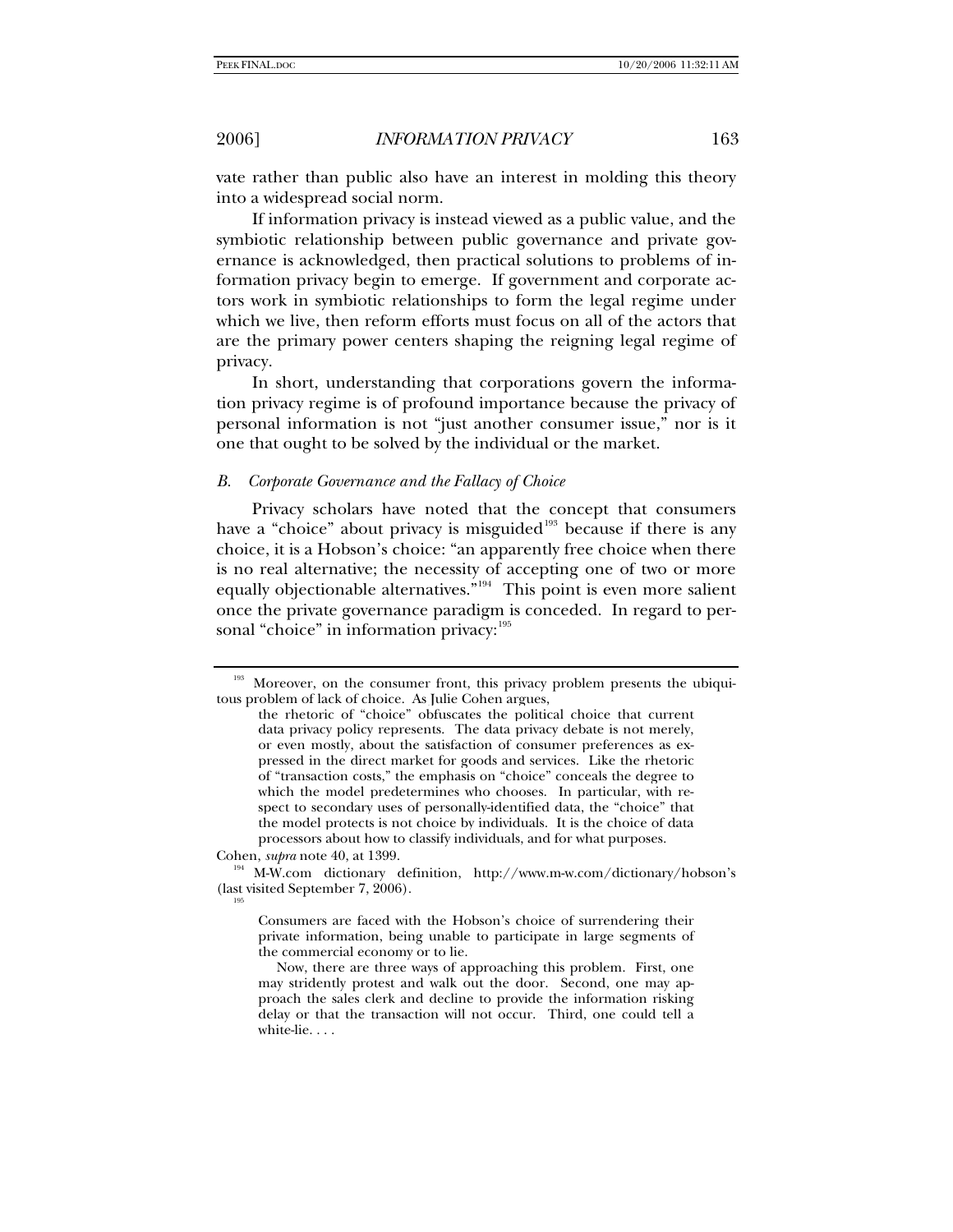vate rather than public also have an interest in molding this theory into a widespread social norm.

If information privacy is instead viewed as a public value, and the symbiotic relationship between public governance and private governance is acknowledged, then practical solutions to problems of information privacy begin to emerge. If government and corporate actors work in symbiotic relationships to form the legal regime under which we live, then reform efforts must focus on all of the actors that are the primary power centers shaping the reigning legal regime of privacy.

In short, understanding that corporations govern the information privacy regime is of profound importance because the privacy of personal information is not "just another consumer issue," nor is it one that ought to be solved by the individual or the market.

### *B. Corporate Governance and the Fallacy of Choice*

Privacy scholars have noted that the concept that consumers have a "choice" about privacy is misguided[193] because if there is any choice, it is a Hobson's choice: "an apparently free choice when there is no real alternative; the necessity of accepting one of two or more equally objectionable alternatives."[194] This point is even more salient once the private governance paradigm is conceded. In regard to personal "choice" in information privacy:[195]

---

[193] Moreover, on the consumer front, this privacy problem presents the ubiquitous problem of lack of choice. As Julie Cohen argues,

> the rhetoric of "choice" obfuscates the political choice that current data privacy policy represents. The data privacy debate is not merely, or even mostly, about the satisfaction of consumer preferences as expressed in the direct market for goods and services. Like the rhetoric of "transaction costs," the emphasis on "choice" conceals the degree to which the model predetermines who chooses. In particular, with respect to secondary uses of personally-identified data, the "choice" that the model protects is not choice by individuals. It is the choice of data processors about how to classify individuals, and for what purposes.

Cohen, *supra* note 40, at 1399.

[194] M-W.com dictionary definition, http://www.m-w.com/dictionary/hobson's (last visited September 7, 2006).

[195]

> Consumers are faced with the Hobson's choice of surrendering their private information, being unable to participate in large segments of the commercial economy or to lie.
>
> Now, there are three ways of approaching this problem. First, one may stridently protest and walk out the door. Second, one may approach the sales clerk and decline to provide the information risking delay or that the transaction will not occur. Third, one could tell a white-lie. . . .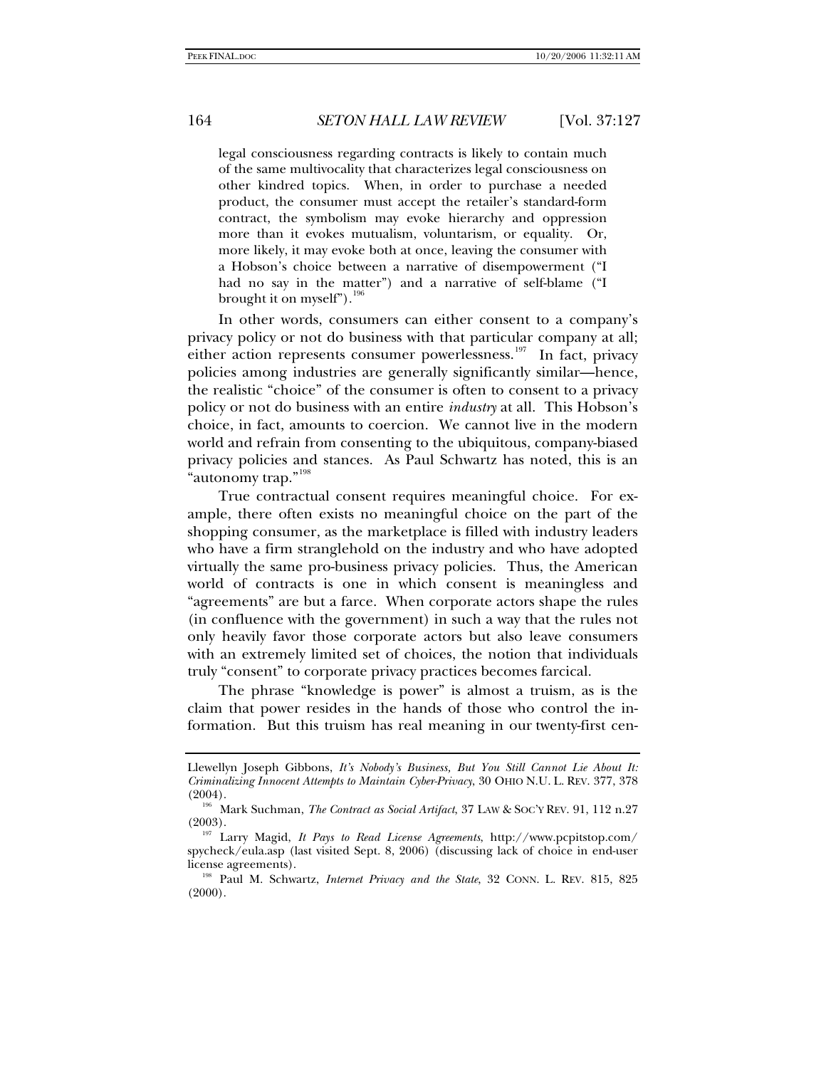legal consciousness regarding contracts is likely to contain much of the same multivocality that characterizes legal consciousness on other kindred topics. When, in order to purchase a needed product, the consumer must accept the retailer's standard-form contract, the symbolism may evoke hierarchy and oppression more than it evokes mutualism, voluntarism, or equality. Or, more likely, it may evoke both at once, leaving the consumer with a Hobson's choice between a narrative of disempowerment ("I had no say in the matter") and a narrative of self-blame ("I brought it on myself").[196]

In other words, consumers can either consent to a company's privacy policy or not do business with that particular company at all; either action represents consumer powerlessness.[197] In fact, privacy policies among industries are generally significantly similar—hence, the realistic "choice" of the consumer is often to consent to a privacy policy or not do business with an entire *industry* at all. This Hobson's choice, in fact, amounts to coercion. We cannot live in the modern world and refrain from consenting to the ubiquitous, company-biased privacy policies and stances. As Paul Schwartz has noted, this is an "autonomy trap."[198]

True contractual consent requires meaningful choice. For example, there often exists no meaningful choice on the part of the shopping consumer, as the marketplace is filled with industry leaders who have a firm stranglehold on the industry and who have adopted virtually the same pro-business privacy policies. Thus, the American world of contracts is one in which consent is meaningless and "agreements" are but a farce. When corporate actors shape the rules (in confluence with the government) in such a way that the rules not only heavily favor those corporate actors but also leave consumers with an extremely limited set of choices, the notion that individuals truly "consent" to corporate privacy practices becomes farcical.

The phrase "knowledge is power" is almost a truism, as is the claim that power resides in the hands of those who control the information. But this truism has real meaning in our twenty-first cen-

---

Llewellyn Joseph Gibbons, *It's Nobody's Business, But You Still Cannot Lie About It: Criminalizing Innocent Attempts to Maintain Cyber-Privacy*, 30 OHIO N.U. L. REV. 377, 378 (2004).

[196] Mark Suchman, *The Contract as Social Artifact*, 37 LAW & SOC'Y REV. 91, 112 n.27 (2003).

[197] Larry Magid, *It Pays to Read License Agreements*, http://www.pcpitstop.com/spycheck/eula.asp (last visited Sept. 8, 2006) (discussing lack of choice in end-user license agreements).

[198] Paul M. Schwartz, *Internet Privacy and the State*, 32 CONN. L. REV. 815, 825 (2000).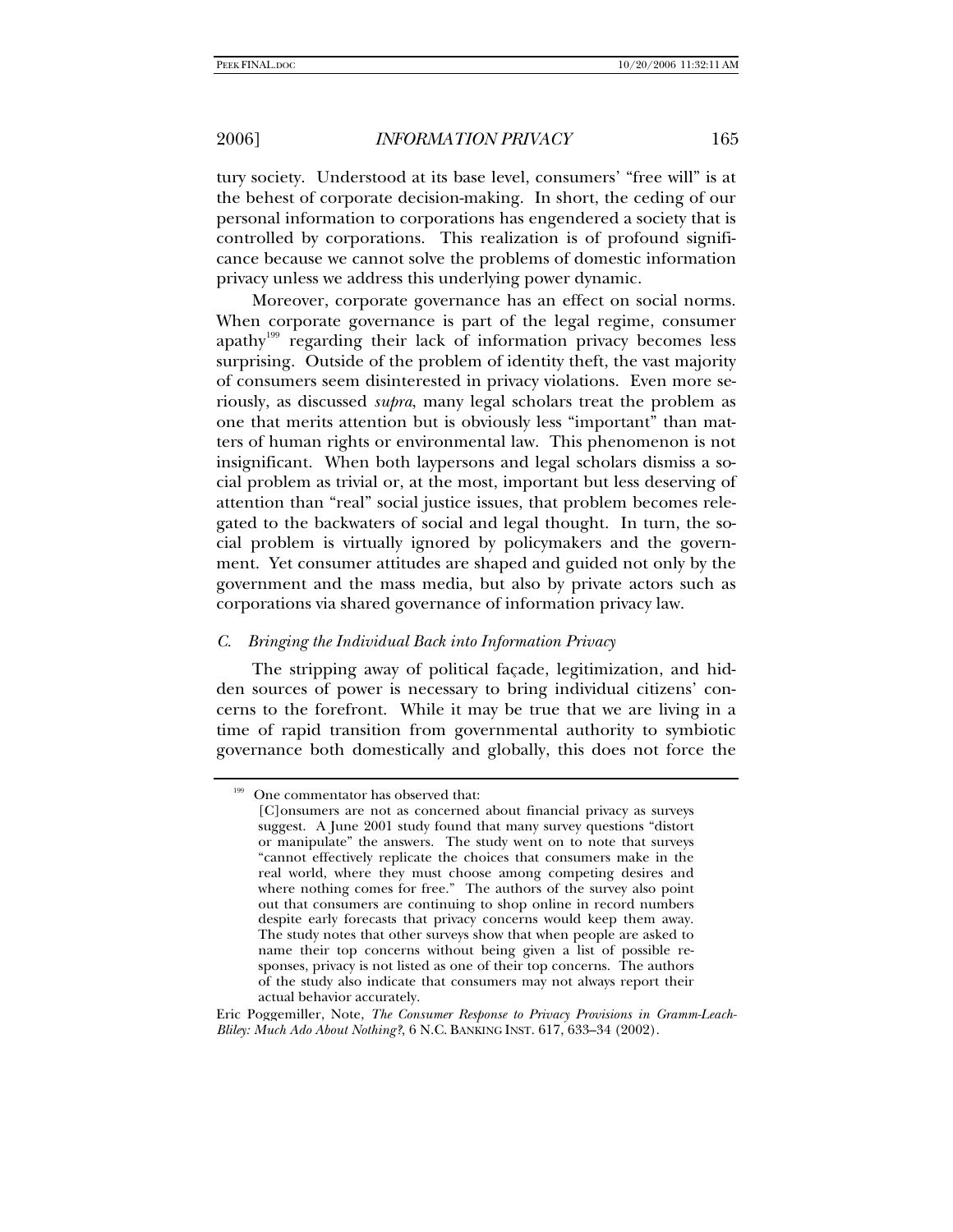tury society. Understood at its base level, consumers' "free will" is at the behest of corporate decision-making. In short, the ceding of our personal information to corporations has engendered a society that is controlled by corporations. This realization is of profound significance because we cannot solve the problems of domestic information privacy unless we address this underlying power dynamic.

Moreover, corporate governance has an effect on social norms. When corporate governance is part of the legal regime, consumer apathy[199] regarding their lack of information privacy becomes less surprising. Outside of the problem of identity theft, the vast majority of consumers seem disinterested in privacy violations. Even more seriously, as discussed *supra*, many legal scholars treat the problem as one that merits attention but is obviously less "important" than matters of human rights or environmental law. This phenomenon is not insignificant. When both laypersons and legal scholars dismiss a social problem as trivial or, at the most, important but less deserving of attention than "real" social justice issues, that problem becomes relegated to the backwaters of social and legal thought. In turn, the social problem is virtually ignored by policymakers and the government. Yet consumer attitudes are shaped and guided not only by the government and the mass media, but also by private actors such as corporations via shared governance of information privacy law.

### *C. Bringing the Individual Back into Information Privacy*

The stripping away of political façade, legitimization, and hidden sources of power is necessary to bring individual citizens' concerns to the forefront. While it may be true that we are living in a time of rapid transition from governmental authority to symbiotic governance both domestically and globally, this does not force the

---

[199] One commentator has observed that:

> [C]onsumers are not as concerned about financial privacy as surveys suggest. A June 2001 study found that many survey questions "distort or manipulate" the answers. The study went on to note that surveys "cannot effectively replicate the choices that consumers make in the real world, where they must choose among competing desires and where nothing comes for free." The authors of the survey also point out that consumers are continuing to shop online in record numbers despite early forecasts that privacy concerns would keep them away. The study notes that other surveys show that when people are asked to name their top concerns without being given a list of possible responses, privacy is not listed as one of their top concerns. The authors of the study also indicate that consumers may not always report their actual behavior accurately.

Eric Poggemiller, Note, *The Consumer Response to Privacy Provisions in Gramm-Leach-Bliley: Much Ado About Nothing?*, 6 N.C. BANKING INST. 617, 633–34 (2002).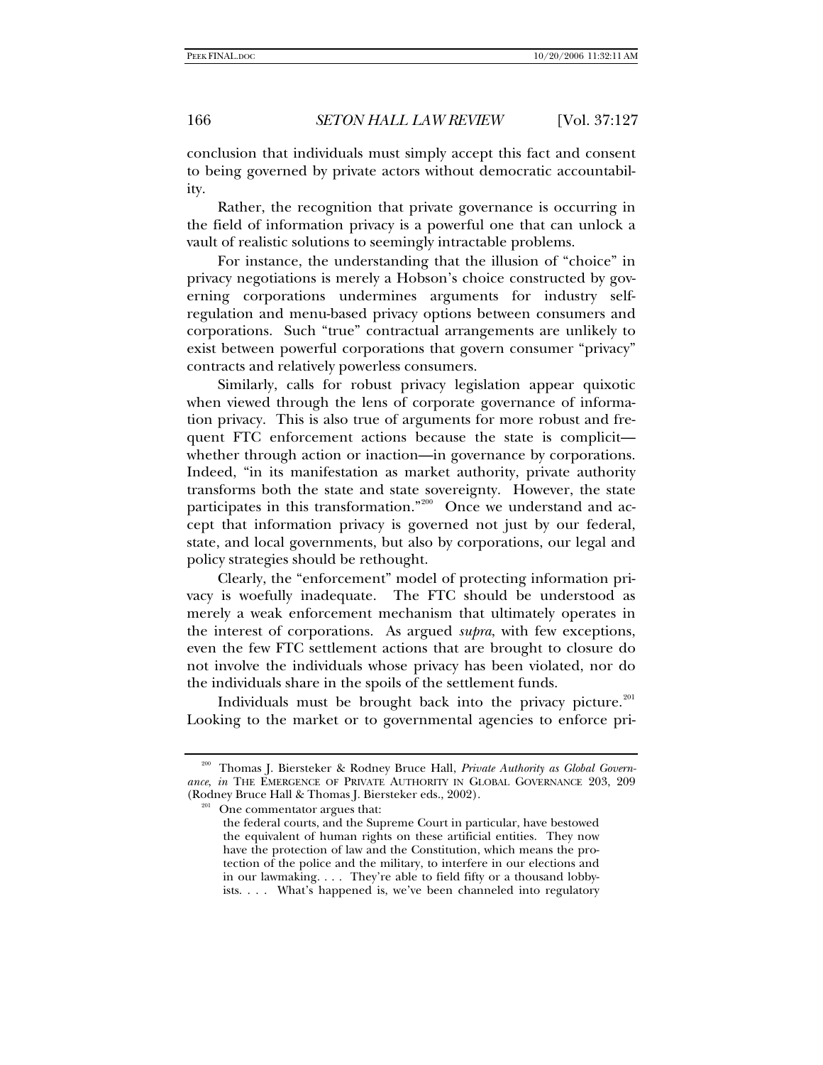conclusion that individuals must simply accept this fact and consent to being governed by private actors without democratic accountability.

Rather, the recognition that private governance is occurring in the field of information privacy is a powerful one that can unlock a vault of realistic solutions to seemingly intractable problems.

For instance, the understanding that the illusion of "choice" in privacy negotiations is merely a Hobson's choice constructed by governing corporations undermines arguments for industry self-regulation and menu-based privacy options between consumers and corporations. Such "true" contractual arrangements are unlikely to exist between powerful corporations that govern consumer "privacy" contracts and relatively powerless consumers.

Similarly, calls for robust privacy legislation appear quixotic when viewed through the lens of corporate governance of information privacy. This is also true of arguments for more robust and frequent FTC enforcement actions because the state is complicit—whether through action or inaction—in governance by corporations. Indeed, "in its manifestation as market authority, private authority transforms both the state and state sovereignty. However, the state participates in this transformation."[200] Once we understand and accept that information privacy is governed not just by our federal, state, and local governments, but also by corporations, our legal and policy strategies should be rethought.

Clearly, the "enforcement" model of protecting information privacy is woefully inadequate. The FTC should be understood as merely a weak enforcement mechanism that ultimately operates in the interest of corporations. As argued *supra*, with few exceptions, even the few FTC settlement actions that are brought to closure do not involve the individuals whose privacy has been violated, nor do the individuals share in the spoils of the settlement funds.

Individuals must be brought back into the privacy picture.[201] Looking to the market or to governmental agencies to enforce pri-

---

[200] Thomas J. Biersteker & Rodney Bruce Hall, *Private Authority as Global Governance*, *in* THE EMERGENCE OF PRIVATE AUTHORITY IN GLOBAL GOVERNANCE 203, 209 (Rodney Bruce Hall & Thomas J. Biersteker eds., 2002).

[201] One commentator argues that:

> the federal courts, and the Supreme Court in particular, have bestowed the equivalent of human rights on these artificial entities. They now have the protection of law and the Constitution, which means the protection of the police and the military, to interfere in our elections and in our lawmaking. . . . They're able to field fifty or a thousand lobbyists. . . . What's happened is, we've been channeled into regulatory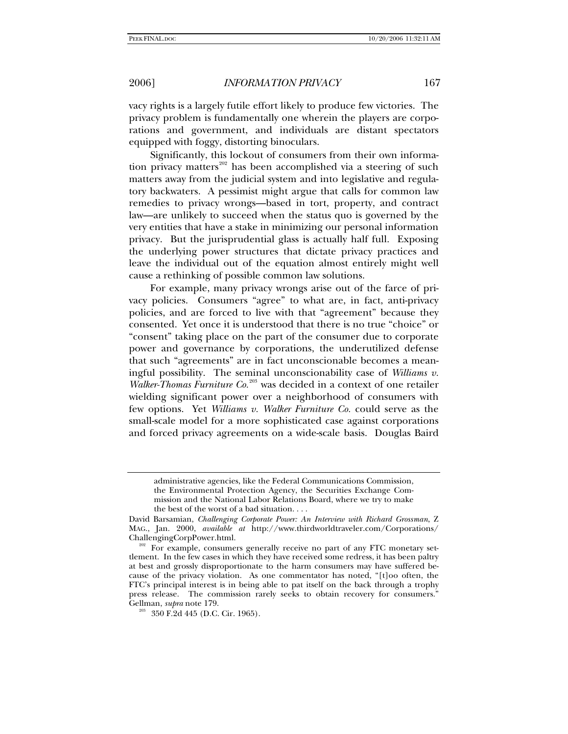vacy rights is a largely futile effort likely to produce few victories. The privacy problem is fundamentally one wherein the players are corporations and government, and individuals are distant spectators equipped with foggy, distorting binoculars.

Significantly, this lockout of consumers from their own information privacy matters[202] has been accomplished via a steering of such matters away from the judicial system and into legislative and regulatory backwaters. A pessimist might argue that calls for common law remedies to privacy wrongs—based in tort, property, and contract law—are unlikely to succeed when the status quo is governed by the very entities that have a stake in minimizing our personal information privacy. But the jurisprudential glass is actually half full. Exposing the underlying power structures that dictate privacy practices and leave the individual out of the equation almost entirely might well cause a rethinking of possible common law solutions.

For example, many privacy wrongs arise out of the farce of privacy policies. Consumers "agree" to what are, in fact, anti-privacy policies, and are forced to live with that "agreement" because they consented. Yet once it is understood that there is no true "choice" or "consent" taking place on the part of the consumer due to corporate power and governance by corporations, the underutilized defense that such "agreements" are in fact unconscionable becomes a meaningful possibility. The seminal unconscionability case of *Williams v. Walker-Thomas Furniture Co.*[203] was decided in a context of one retailer wielding significant power over a neighborhood of consumers with few options. Yet *Williams v. Walker Furniture Co.* could serve as the small-scale model for a more sophisticated case against corporations and forced privacy agreements on a wide-scale basis. Douglas Baird

---

> administrative agencies, like the Federal Communications Commission, the Environmental Protection Agency, the Securities Exchange Commission and the National Labor Relations Board, where we try to make the best of the worst of a bad situation. . . .

David Barsamian, *Challenging Corporate Power: An Interview with Richard Grossman*, Z MAG., Jan. 2000, *available at* http://www.thirdworldtraveler.com/Corporations/ChallengingCorpPower.html.

[202] For example, consumers generally receive no part of any FTC monetary settlement. In the few cases in which they have received some redress, it has been paltry at best and grossly disproportionate to the harm consumers may have suffered because of the privacy violation. As one commentator has noted, "[t]oo often, the FTC's principal interest is in being able to pat itself on the back through a trophy press release. The commission rarely seeks to obtain recovery for consumers." Gellman, *supra* note 179.

[203] 350 F.2d 445 (D.C. Cir. 1965).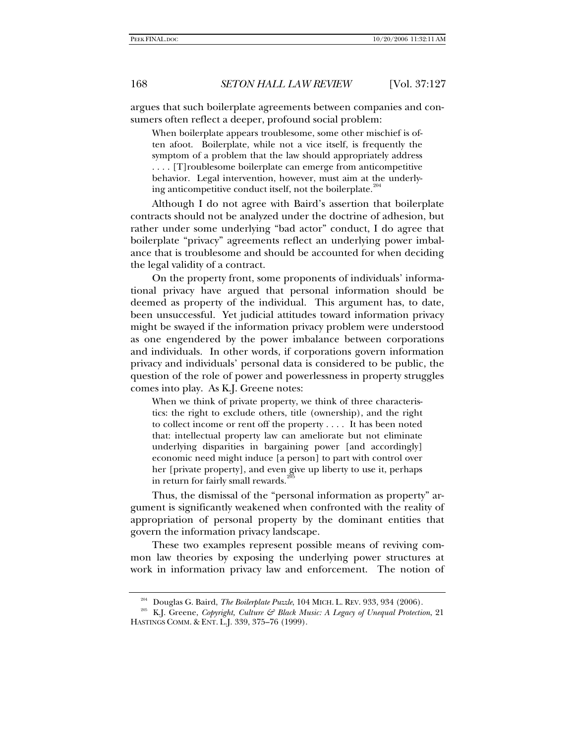argues that such boilerplate agreements between companies and consumers often reflect a deeper, profound social problem:

> When boilerplate appears troublesome, some other mischief is often afoot. Boilerplate, while not a vice itself, is frequently the symptom of a problem that the law should appropriately address . . . . [T]roublesome boilerplate can emerge from anticompetitive behavior. Legal intervention, however, must aim at the underlying anticompetitive conduct itself, not the boilerplate.[204]

Although I do not agree with Baird's assertion that boilerplate contracts should not be analyzed under the doctrine of adhesion, but rather under some underlying "bad actor" conduct, I do agree that boilerplate "privacy" agreements reflect an underlying power imbalance that is troublesome and should be accounted for when deciding the legal validity of a contract.

On the property front, some proponents of individuals' informational privacy have argued that personal information should be deemed as property of the individual. This argument has, to date, been unsuccessful. Yet judicial attitudes toward information privacy might be swayed if the information privacy problem were understood as one engendered by the power imbalance between corporations and individuals. In other words, if corporations govern information privacy and individuals' personal data is considered to be public, the question of the role of power and powerlessness in property struggles comes into play. As K.J. Greene notes:

> When we think of private property, we think of three characteristics: the right to exclude others, title (ownership), and the right to collect income or rent off the property . . . . It has been noted that: intellectual property law can ameliorate but not eliminate underlying disparities in bargaining power [and accordingly] economic need might induce [a person] to part with control over her [private property], and even give up liberty to use it, perhaps in return for fairly small rewards.[205]

Thus, the dismissal of the "personal information as property" argument is significantly weakened when confronted with the reality of appropriation of personal property by the dominant entities that govern the information privacy landscape.

These two examples represent possible means of reviving common law theories by exposing the underlying power structures at work in information privacy law and enforcement. The notion of

---

[204] Douglas G. Baird, *The Boilerplate Puzzle*, 104 MICH. L. REV. 933, 934 (2006).

[205] K.J. Greene, *Copyright, Culture & Black Music: A Legacy of Unequal Protection*, 21 HASTINGS COMM. & ENT. L.J. 339, 375–76 (1999).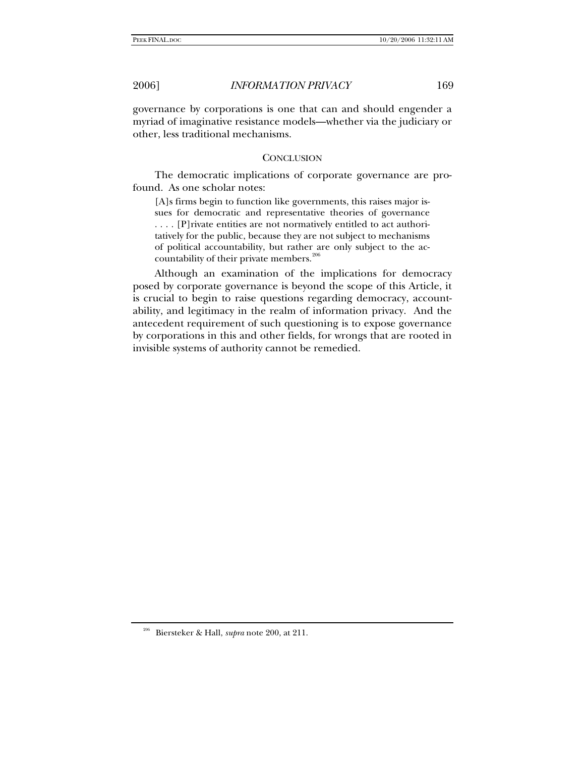governance by corporations is one that can and should engender a myriad of imaginative resistance models—whether via the judiciary or other, less traditional mechanisms.

## CONCLUSION

The democratic implications of corporate governance are profound. As one scholar notes:

> [A]s firms begin to function like governments, this raises major issues for democratic and representative theories of governance . . . . [P]rivate entities are not normatively entitled to act authoritatively for the public, because they are not subject to mechanisms of political accountability, but rather are only subject to the accountability of their private members.[206]

Although an examination of the implications for democracy posed by corporate governance is beyond the scope of this Article, it is crucial to begin to raise questions regarding democracy, accountability, and legitimacy in the realm of information privacy. And the antecedent requirement of such questioning is to expose governance by corporations in this and other fields, for wrongs that are rooted in invisible systems of authority cannot be remedied.

---

[206] Biersteker & Hall, *supra* note 200, at 211.